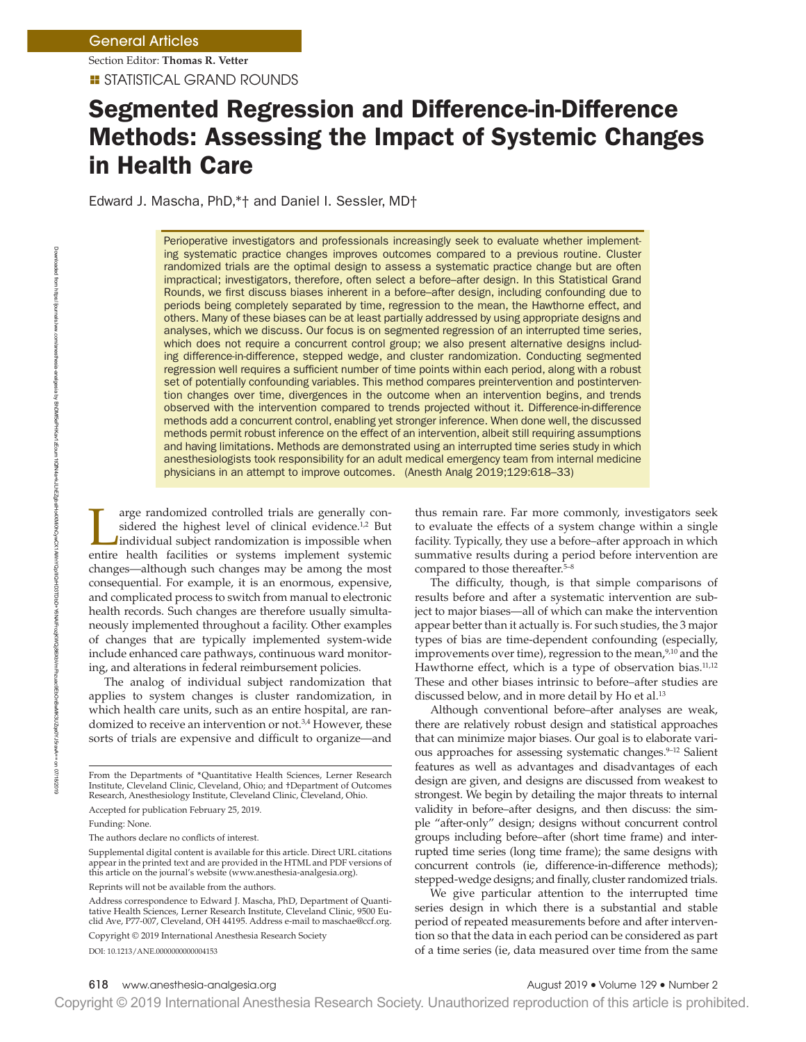General Articles

Section Editor: **Thomas R. Vetter**

STATISTICAL GRAND ROUNDS

# Segmented Regression and Difference-in-Difference Methods: Assessing the Impact of Systemic Changes in Health Care

Edward J. Mascha, PhD,*† and Daniel I. Sessler, MD†

Perioperative investigators and professionals increasingly seek to evaluate whether implementing systematic practice changes improves outcomes compared to a previous routine. Cluster randomized trials are the optimal design to assess a systematic practice change but are often impractical; investigators, therefore, often select a before–after design. In this Statistical Grand Rounds, we first discuss biases inherent in a before–after design, including confounding due to periods being completely separated by time, regression to the mean, the Hawthorne effect, and others. Many of these biases can be at least partially addressed by using appropriate designs and analyses, which we discuss. Our focus is on segmented regression of an interrupted time series, which does not require a concurrent control group; we also present alternative designs including difference-in-difference, stepped wedge, and cluster randomization. Conducting segmented regression well requires a sufficient number of time points within each period, along with a robust set of potentially confounding variables. This method compares preintervention and postintervention changes over time, divergences in the outcome when an intervention begins, and trends observed with the intervention compared to trends projected without it. Difference-in-difference methods add a concurrent control, enabling yet stronger inference. When done well, the discussed methods permit robust inference on the effect of an intervention, albeit still requiring assumptions and having limitations. Methods are demonstrated using an interrupted time series study in which anesthesiologists took responsibility for an adult medical emergency team from internal medicine physicians in an attempt to improve outcomes. (Anesth Analg 2019;129:618–33)

Large randomized controlled trials are generally considered the highest level of clinical evidence.[1,2] But individual subject randomization is impossible when entire health facilities or systems implement systemic changes—although such changes may be among the most consequential. For example, it is an enormous, expensive, and complicated process to switch from manual to electronic health records. Such changes are therefore usually simultaneously implemented throughout a facility. Other examples of changes that are typically implemented system-wide include enhanced care pathways, continuous ward monitoring, and alterations in federal reimbursement policies.

The analog of individual subject randomization that applies to system changes is cluster randomization, in which health care units, such as an entire hospital, are randomized to receive an intervention or not.[3,4] However, these sorts of trials are expensive and difficult to organize—and thus remain rare. Far more commonly, investigators seek to evaluate the effects of a system change within a single facility. Typically, they use a before–after approach in which summative results during a period before intervention are compared to those thereafter.[5–8]

The difficulty, though, is that simple comparisons of results before and after a systematic intervention are subject to major biases—all of which can make the intervention appear better than it actually is. For such studies, the 3 major types of bias are time-dependent confounding (especially, improvements over time), regression to the mean,[9,10] and the Hawthorne effect, which is a type of observation bias.[11,12] These and other biases intrinsic to before–after studies are discussed below, and in more detail by Ho et al.[13]

Although conventional before–after analyses are weak, there are relatively robust design and statistical approaches that can minimize major biases. Our goal is to elaborate various approaches for assessing systematic changes.[9–12] Salient features as well as advantages and disadvantages of each design are given, and designs are discussed from weakest to strongest. We begin by detailing the major threats to internal validity in before–after designs, and then discuss: the simple "after-only" design; designs without concurrent control groups including before–after (short time frame) and interrupted time series (long time frame); the same designs with concurrent controls (ie, difference-in-difference methods); stepped-wedge designs; and finally, cluster randomized trials.

We give particular attention to the interrupted time series design in which there is a substantial and stable period of repeated measurements before and after intervention so that the data in each period can be considered as part of a time series (ie, data measured over time from the same

From the Departments of *Quantitative Health Sciences, Lerner Research Institute, Cleveland Clinic, Cleveland, Ohio; and †Department of Outcomes Research, Anesthesiology Institute, Cleveland Clinic, Cleveland, Ohio.

Accepted for publication February 25, 2019.

Funding: None.

The authors declare no conflicts of interest.

Supplemental digital content is available for this article. Direct URL citations appear in the printed text and are provided in the HTML and PDF versions of this article on the journal's website (www.anesthesia-analgesia.org).

Reprints will not be available from the authors.

Address correspondence to Edward J. Mascha, PhD, Department of Quantitative Health Sciences, Lerner Research Institute, Cleveland Clinic, 9500 Euclid Ave, P77-007, Cleveland, OH 44195. Address e-mail to maschae@ccf.org.

Copyright © 2019 International Anesthesia Research Society

DOI: 10.1213/ANE.0000000000004153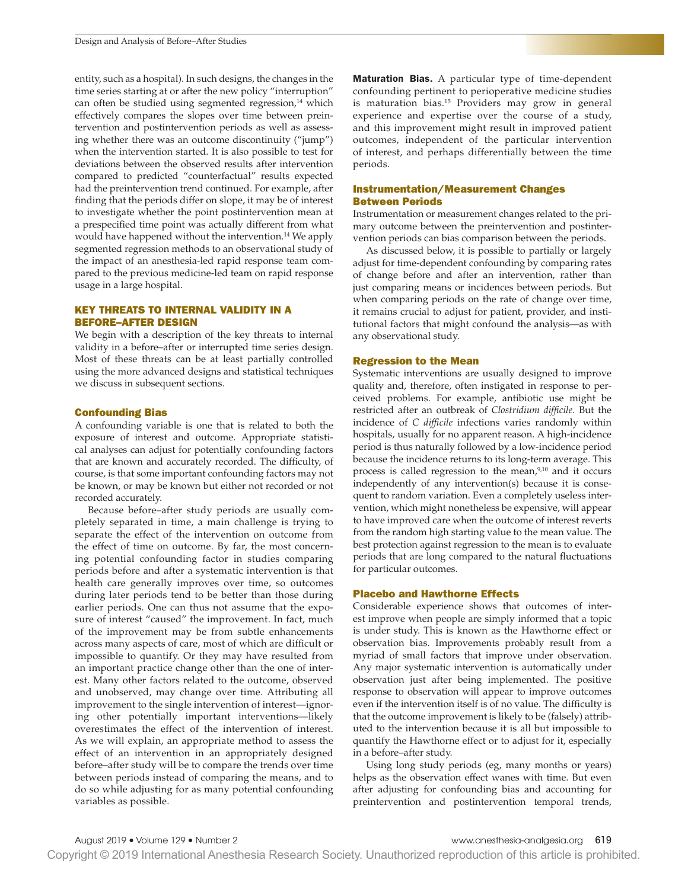entity, such as a hospital). In such designs, the changes in the time series starting at or after the new policy "interruption" can often be studied using segmented regression,[14] which effectively compares the slopes over time between preintervention and postintervention periods as well as assessing whether there was an outcome discontinuity ("jump") when the intervention started. It is also possible to test for deviations between the observed results after intervention compared to predicted "counterfactual" results expected had the preintervention trend continued. For example, after finding that the periods differ on slope, it may be of interest to investigate whether the point postintervention mean at a prespecified time point was actually different from what would have happened without the intervention.[14] We apply segmented regression methods to an observational study of the impact of an anesthesia-led rapid response team compared to the previous medicine-led team on rapid response usage in a large hospital.

## KEY THREATS TO INTERNAL VALIDITY IN A BEFORE–AFTER DESIGN

We begin with a description of the key threats to internal validity in a before–after or interrupted time series design. Most of these threats can be at least partially controlled using the more advanced designs and statistical techniques we discuss in subsequent sections.

### Confounding Bias

A confounding variable is one that is related to both the exposure of interest and outcome. Appropriate statistical analyses can adjust for potentially confounding factors that are known and accurately recorded. The difficulty, of course, is that some important confounding factors may not be known, or may be known but either not recorded or not recorded accurately.

Because before–after study periods are usually completely separated in time, a main challenge is trying to separate the effect of the intervention on outcome from the effect of time on outcome. By far, the most concerning potential confounding factor in studies comparing periods before and after a systematic intervention is that health care generally improves over time, so outcomes during later periods tend to be better than those during earlier periods. One can thus not assume that the exposure of interest "caused" the improvement. In fact, much of the improvement may be from subtle enhancements across many aspects of care, most of which are difficult or impossible to quantify. Or they may have resulted from an important practice change other than the one of interest. Many other factors related to the outcome, observed and unobserved, may change over time. Attributing all improvement to the single intervention of interest—ignoring other potentially important interventions—likely overestimates the effect of the intervention of interest. As we will explain, an appropriate method to assess the effect of an intervention in an appropriately designed before–after study will be to compare the trends over time between periods instead of comparing the means, and to do so while adjusting for as many potential confounding variables as possible.

**Maturation Bias.** A particular type of time-dependent confounding pertinent to perioperative medicine studies is maturation bias.[15] Providers may grow in general experience and expertise over the course of a study, and this improvement might result in improved patient outcomes, independent of the particular intervention of interest, and perhaps differentially between the time periods.

### Instrumentation/Measurement Changes Between Periods

Instrumentation or measurement changes related to the primary outcome between the preintervention and postintervention periods can bias comparison between the periods.

As discussed below, it is possible to partially or largely adjust for time-dependent confounding by comparing rates of change before and after an intervention, rather than just comparing means or incidences between periods. But when comparing periods on the rate of change over time, it remains crucial to adjust for patient, provider, and institutional factors that might confound the analysis—as with any observational study.

### Regression to the Mean

Systematic interventions are usually designed to improve quality and, therefore, often instigated in response to perceived problems. For example, antibiotic use might be restricted after an outbreak of *Clostridium difficile*. But the incidence of *C difficile* infections varies randomly within hospitals, usually for no apparent reason. A high-incidence period is thus naturally followed by a low-incidence period because the incidence returns to its long-term average. This process is called regression to the mean,[9,10] and it occurs independently of any intervention(s) because it is consequent to random variation. Even a completely useless intervention, which might nonetheless be expensive, will appear to have improved care when the outcome of interest reverts from the random high starting value to the mean value. The best protection against regression to the mean is to evaluate periods that are long compared to the natural fluctuations for particular outcomes.

### Placebo and Hawthorne Effects

Considerable experience shows that outcomes of interest improve when people are simply informed that a topic is under study. This is known as the Hawthorne effect or observation bias. Improvements probably result from a myriad of small factors that improve under observation. Any major systematic intervention is automatically under observation just after being implemented. The positive response to observation will appear to improve outcomes even if the intervention itself is of no value. The difficulty is that the outcome improvement is likely to be (falsely) attributed to the intervention because it is all but impossible to quantify the Hawthorne effect or to adjust for it, especially in a before–after study.

Using long study periods (eg, many months or years) helps as the observation effect wanes with time. But even after adjusting for confounding bias and accounting for preintervention and postintervention temporal trends,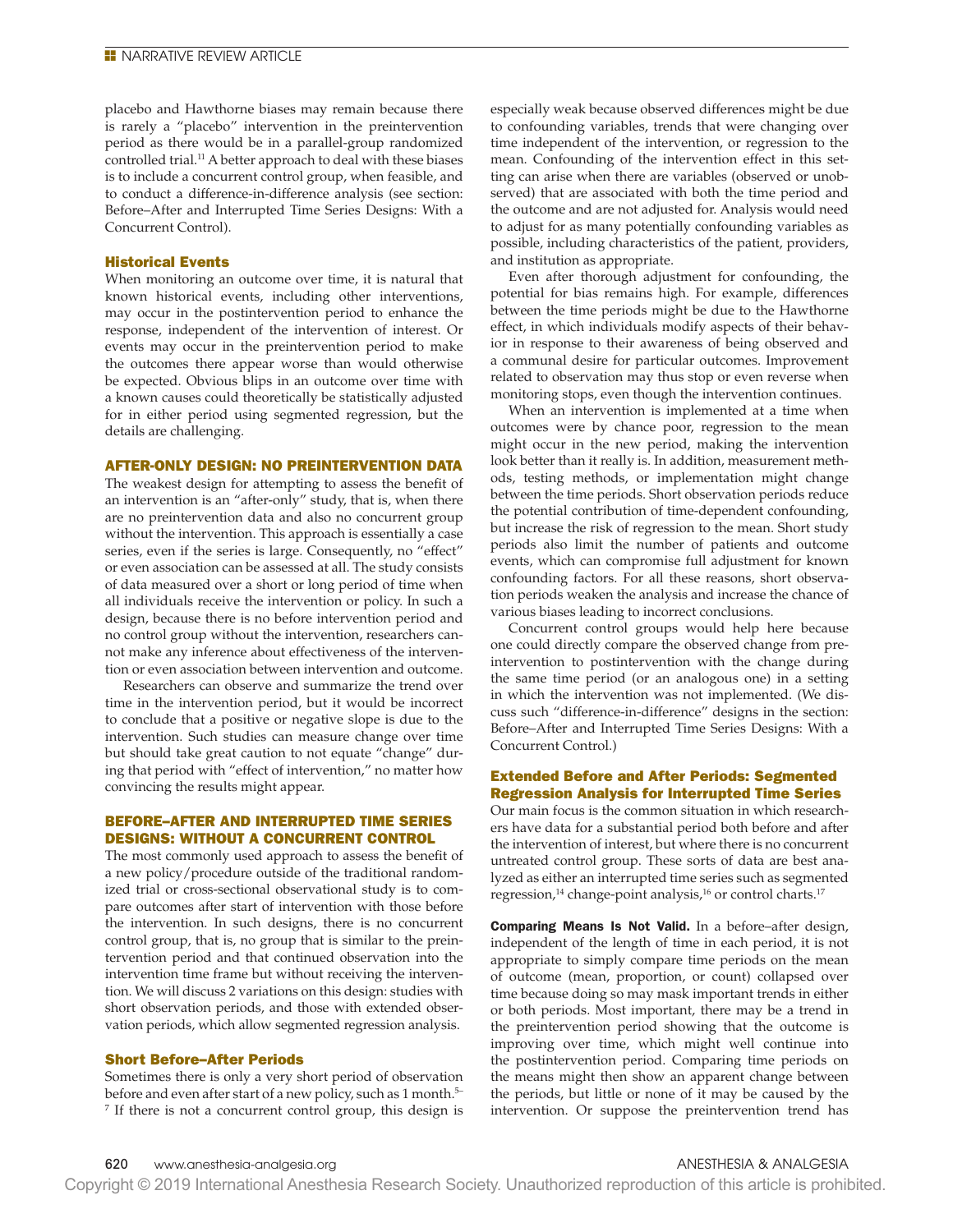placebo and Hawthorne biases may remain because there is rarely a "placebo" intervention in the preintervention period as there would be in a parallel-group randomized controlled trial.[11] A better approach to deal with these biases is to include a concurrent control group, when feasible, and to conduct a difference-in-difference analysis (see section: Before–After and Interrupted Time Series Designs: With a Concurrent Control).

### Historical Events

When monitoring an outcome over time, it is natural that known historical events, including other interventions, may occur in the postintervention period to enhance the response, independent of the intervention of interest. Or events may occur in the preintervention period to make the outcomes there appear worse than would otherwise be expected. Obvious blips in an outcome over time with a known causes could theoretically be statistically adjusted for in either period using segmented regression, but the details are challenging.

## AFTER-ONLY DESIGN: NO PREINTERVENTION DATA

The weakest design for attempting to assess the benefit of an intervention is an "after-only" study, that is, when there are no preintervention data and also no concurrent group without the intervention. This approach is essentially a case series, even if the series is large. Consequently, no "effect" or even association can be assessed at all. The study consists of data measured over a short or long period of time when all individuals receive the intervention or policy. In such a design, because there is no before intervention period and no control group without the intervention, researchers cannot make any inference about effectiveness of the intervention or even association between intervention and outcome.

Researchers can observe and summarize the trend over time in the intervention period, but it would be incorrect to conclude that a positive or negative slope is due to the intervention. Such studies can measure change over time but should take great caution to not equate "change" during that period with "effect of intervention," no matter how convincing the results might appear.

## BEFORE–AFTER AND INTERRUPTED TIME SERIES DESIGNS: WITHOUT A CONCURRENT CONTROL

The most commonly used approach to assess the benefit of a new policy/procedure outside of the traditional randomized trial or cross-sectional observational study is to compare outcomes after start of intervention with those before the intervention. In such designs, there is no concurrent control group, that is, no group that is similar to the preintervention period and that continued observation into the intervention time frame but without receiving the intervention. We will discuss 2 variations on this design: studies with short observation periods, and those with extended observation periods, which allow segmented regression analysis.

### Short Before–After Periods

Sometimes there is only a very short period of observation before and even after start of a new policy, such as 1 month.[5–7] If there is not a concurrent control group, this design is especially weak because observed differences might be due to confounding variables, trends that were changing over time independent of the intervention, or regression to the mean. Confounding of the intervention effect in this setting can arise when there are variables (observed or unobserved) that are associated with both the time period and the outcome and are not adjusted for. Analysis would need to adjust for as many potentially confounding variables as possible, including characteristics of the patient, providers, and institution as appropriate.

Even after thorough adjustment for confounding, the potential for bias remains high. For example, differences between the time periods might be due to the Hawthorne effect, in which individuals modify aspects of their behavior in response to their awareness of being observed and a communal desire for particular outcomes. Improvement related to observation may thus stop or even reverse when monitoring stops, even though the intervention continues.

When an intervention is implemented at a time when outcomes were by chance poor, regression to the mean might occur in the new period, making the intervention look better than it really is. In addition, measurement methods, testing methods, or implementation might change between the time periods. Short observation periods reduce the potential contribution of time-dependent confounding, but increase the risk of regression to the mean. Short study periods also limit the number of patients and outcome events, which can compromise full adjustment for known confounding factors. For all these reasons, short observation periods weaken the analysis and increase the chance of various biases leading to incorrect conclusions.

Concurrent control groups would help here because one could directly compare the observed change from preintervention to postintervention with the change during the same time period (or an analogous one) in a setting in which the intervention was not implemented. (We discuss such "difference-in-difference" designs in the section: Before–After and Interrupted Time Series Designs: With a Concurrent Control.)

### Extended Before and After Periods: Segmented Regression Analysis for Interrupted Time Series

Our main focus is the common situation in which researchers have data for a substantial period both before and after the intervention of interest, but where there is no concurrent untreated control group. These sorts of data are best analyzed as either an interrupted time series such as segmented regression,[14] change-point analysis,[16] or control charts.[17]

**Comparing Means Is Not Valid.** In a before–after design, independent of the length of time in each period, it is not appropriate to simply compare time periods on the mean of outcome (mean, proportion, or count) collapsed over time because doing so may mask important trends in either or both periods. Most important, there may be a trend in the preintervention period showing that the outcome is improving over time, which might well continue into the postintervention period. Comparing time periods on the means might then show an apparent change between the periods, but little or none of it may be caused by the intervention. Or suppose the preintervention trend has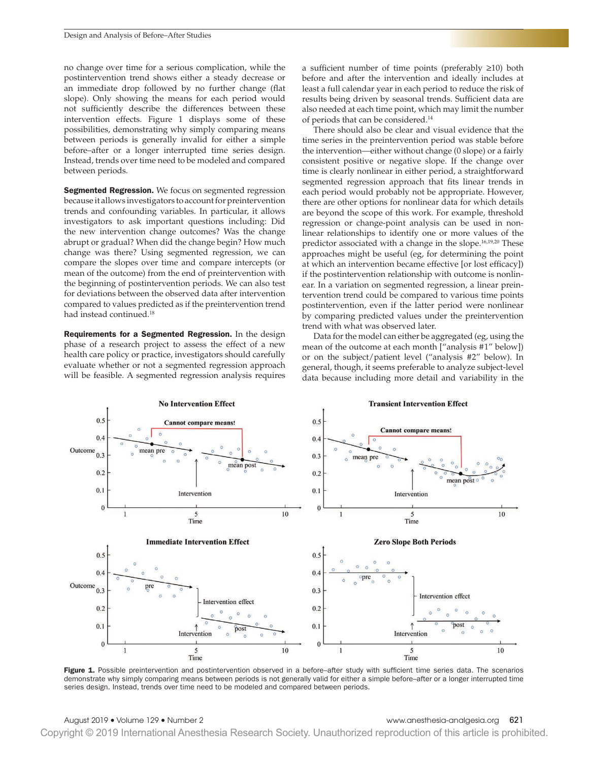no change over time for a serious complication, while the postintervention trend shows either a steady decrease or an immediate drop followed by no further change (flat slope). Only showing the means for each period would not sufficiently describe the differences between these intervention effects. Figure 1 displays some of these possibilities, demonstrating why simply comparing means between periods is generally invalid for either a simple before–after or a longer interrupted time series design. Instead, trends over time need to be modeled and compared between periods.

**Segmented Regression.** We focus on segmented regression because it allows investigators to account for preintervention trends and confounding variables. In particular, it allows investigators to ask important questions including: Did the new intervention change outcomes? Was the change abrupt or gradual? When did the change begin? How much change was there? Using segmented regression, we can compare the slopes over time and compare intercepts (or mean of the outcome) from the end of preintervention with the beginning of postintervention periods. We can also test for deviations between the observed data after intervention compared to values predicted as if the preintervention trend had instead continued.[18]

**Requirements for a Segmented Regression.** In the design phase of a research project to assess the effect of a new health care policy or practice, investigators should carefully evaluate whether or not a segmented regression approach will be feasible. A segmented regression analysis requires a sufficient number of time points (preferably ≥10) both before and after the intervention and ideally includes at least a full calendar year in each period to reduce the risk of results being driven by seasonal trends. Sufficient data are also needed at each time point, which may limit the number of periods that can be considered.[14]

There should also be clear and visual evidence that the time series in the preintervention period was stable before the intervention—either without change (0 slope) or a fairly consistent positive or negative slope. If the change over time is clearly nonlinear in either period, a straightforward segmented regression approach that fits linear trends in each period would probably not be appropriate. However, there are other options for nonlinear data for which details are beyond the scope of this work. For example, threshold regression or change-point analysis can be used in nonlinear relationships to identify one or more values of the predictor associated with a change in the slope.[16,19,20] These approaches might be useful (eg, for determining the point at which an intervention became effective [or lost efficacy]) if the postintervention relationship with outcome is nonlinear. In a variation on segmented regression, a linear preintervention trend could be compared to various time points postintervention, even if the latter period were nonlinear by comparing predicted values under the preintervention trend with what was observed later.

Data for the model can either be aggregated (eg, using the mean of the outcome at each month ["analysis #1" below]) or on the subject/patient level ("analysis #2" below). In general, though, it seems preferable to analyze subject-level data because including more detail and variability in the

**Figure 1.** Possible preintervention and postintervention observed in a before–after study with sufficient time series data. The scenarios demonstrate why simply comparing means between periods is not generally valid for either a simple before–after or a longer interrupted time series design. Instead, trends over time need to be modeled and compared between periods.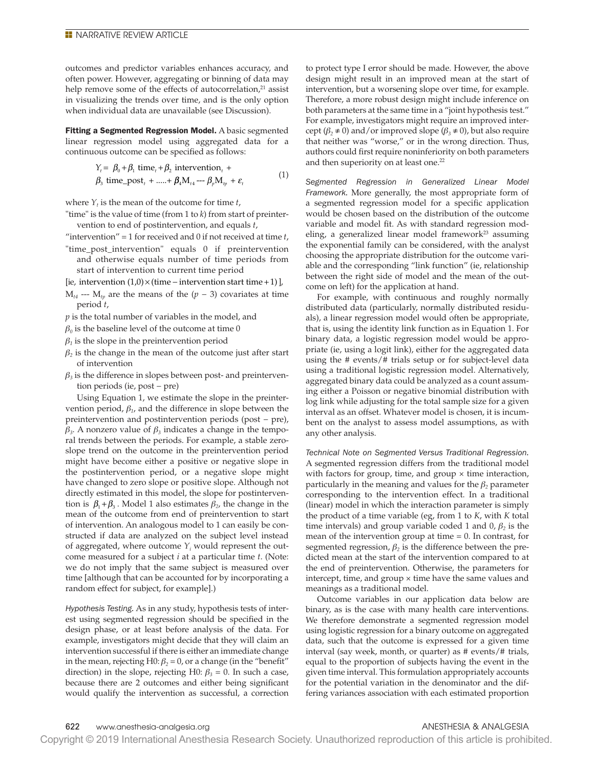outcomes and predictor variables enhances accuracy, and often power. However, aggregating or binning of data may help remove some of the effects of autocorrelation,[21] assist in visualizing the trends over time, and is the only option when individual data are unavailable (see Discussion).

**Fitting a Segmented Regression Model.** A basic segmented linear regression model using aggregated data for a continuous outcome can be specified as follows:

$$Y_t = \beta_0 + \beta_1 \text{ time}_t + \beta_2 \text{ intervention}_t + \beta_3 \text{ time\_post}_t + \ldots + \beta_4 M_{t4} \text{ --- } \beta_p M_{tp} + \varepsilon_t \tag{1}$$

where $Y_t$ is the mean of the outcome for time $t$,

"time" is the value of time (from 1 to $k$) from start of preintervention to end of postintervention, and equals $t$,

"intervention" = 1 for received and 0 if not received at time $t$,

"time_post_intervention" equals 0 if preintervention and otherwise equals number of time periods from start of intervention to current time period [ie, $\text{intervention }(1,0) \times (\text{time} - \text{intervention start time} + 1)$],

$M_{t4}$ --- $M_{tp}$ are the means of the ($p$ − 3) covariates at time period $t$,

$p$ is the total number of variables in the model, and

$\beta_0$ is the baseline level of the outcome at time 0

$\beta_1$ is the slope in the preintervention period

$\beta_2$ is the change in the mean of the outcome just after start of intervention

$\beta_3$ is the difference in slopes between post- and preintervention periods (ie, post − pre)

Using Equation 1, we estimate the slope in the preintervention period, $\beta_1$, and the difference in slope between the preintervention and postintervention periods (post − pre), $\beta_3$. A nonzero value of $\beta_3$ indicates a change in the temporal trends between the periods. For example, a stable zero-slope trend on the outcome in the preintervention period might have become either a positive or negative slope in the postintervention period, or a negative slope might have changed to zero slope or positive slope. Although not directly estimated in this model, the slope for postintervention is $\beta_1 + \beta_3$. Model 1 also estimates $\beta_2$, the change in the mean of the outcome from end of preintervention to start of intervention. An analogous model to 1 can easily be constructed if data are analyzed on the subject level instead of aggregated, where outcome $Y_i$ would represent the outcome measured for a subject $i$ at a particular time $t$. (Note: we do not imply that the same subject is measured over time [although that can be accounted for by incorporating a random effect for subject, for example].)

*Hypothesis Testing.* As in any study, hypothesis tests of interest using segmented regression should be specified in the design phase, or at least before analysis of the data. For example, investigators might decide that they will claim an intervention successful if there is either an immediate change in the mean, rejecting H0: $\beta_2 = 0$, or a change (in the "benefit" direction) in the slope, rejecting H0: $\beta_3 = 0$. In such a case, because there are 2 outcomes and either being significant would qualify the intervention as successful, a correction to protect type I error should be made. However, the above design might result in an improved mean at the start of intervention, but a worsening slope over time, for example. Therefore, a more robust design might include inference on both parameters at the same time in a "joint hypothesis test." For example, investigators might require an improved intercept ($\beta_2 \neq 0$) and/or improved slope ($\beta_3 \neq 0$), but also require that neither was "worse," or in the wrong direction. Thus, authors could first require noninferiority on both parameters and then superiority on at least one.[22]

*Segmented Regression in Generalized Linear Model Framework.* More generally, the most appropriate form of a segmented regression model for a specific application would be chosen based on the distribution of the outcome variable and model fit. As with standard regression modeling, a generalized linear model framework[23] assuming the exponential family can be considered, with the analyst choosing the appropriate distribution for the outcome variable and the corresponding "link function" (ie, relationship between the right side of model and the mean of the outcome on left) for the application at hand.

For example, with continuous and roughly normally distributed data (particularly, normally distributed residuals), a linear regression model would often be appropriate, that is, using the identity link function as in Equation 1. For binary data, a logistic regression model would be appropriate (ie, using a logit link), either for the aggregated data using the # events/# trials setup or for subject-level data using a traditional logistic regression model. Alternatively, aggregated binary data could be analyzed as a count assuming either a Poisson or negative binomial distribution with log link while adjusting for the total sample size for a given interval as an offset. Whatever model is chosen, it is incumbent on the analyst to assess model assumptions, as with any other analysis.

*Technical Note on Segmented Versus Traditional Regression.* A segmented regression differs from the traditional model with factors for group, time, and group × time interaction, particularly in the meaning and values for the $\beta_2$ parameter corresponding to the intervention effect. In a traditional (linear) model in which the interaction parameter is simply the product of a time variable (eg, from 1 to $K$, with $K$ total time intervals) and group variable coded 1 and 0, $\beta_2$ is the mean of the intervention group at time = 0. In contrast, for segmented regression, $\beta_2$ is the difference between the predicted mean at the start of the intervention compared to at the end of preintervention. Otherwise, the parameters for intercept, time, and group × time have the same values and meanings as a traditional model.

Outcome variables in our application data below are binary, as is the case with many health care interventions. We therefore demonstrate a segmented regression model using logistic regression for a binary outcome on aggregated data, such that the outcome is expressed for a given time interval (say week, month, or quarter) as # events/# trials, equal to the proportion of subjects having the event in the given time interval. This formulation appropriately accounts for the potential variation in the denominator and the differing variances association with each estimated proportion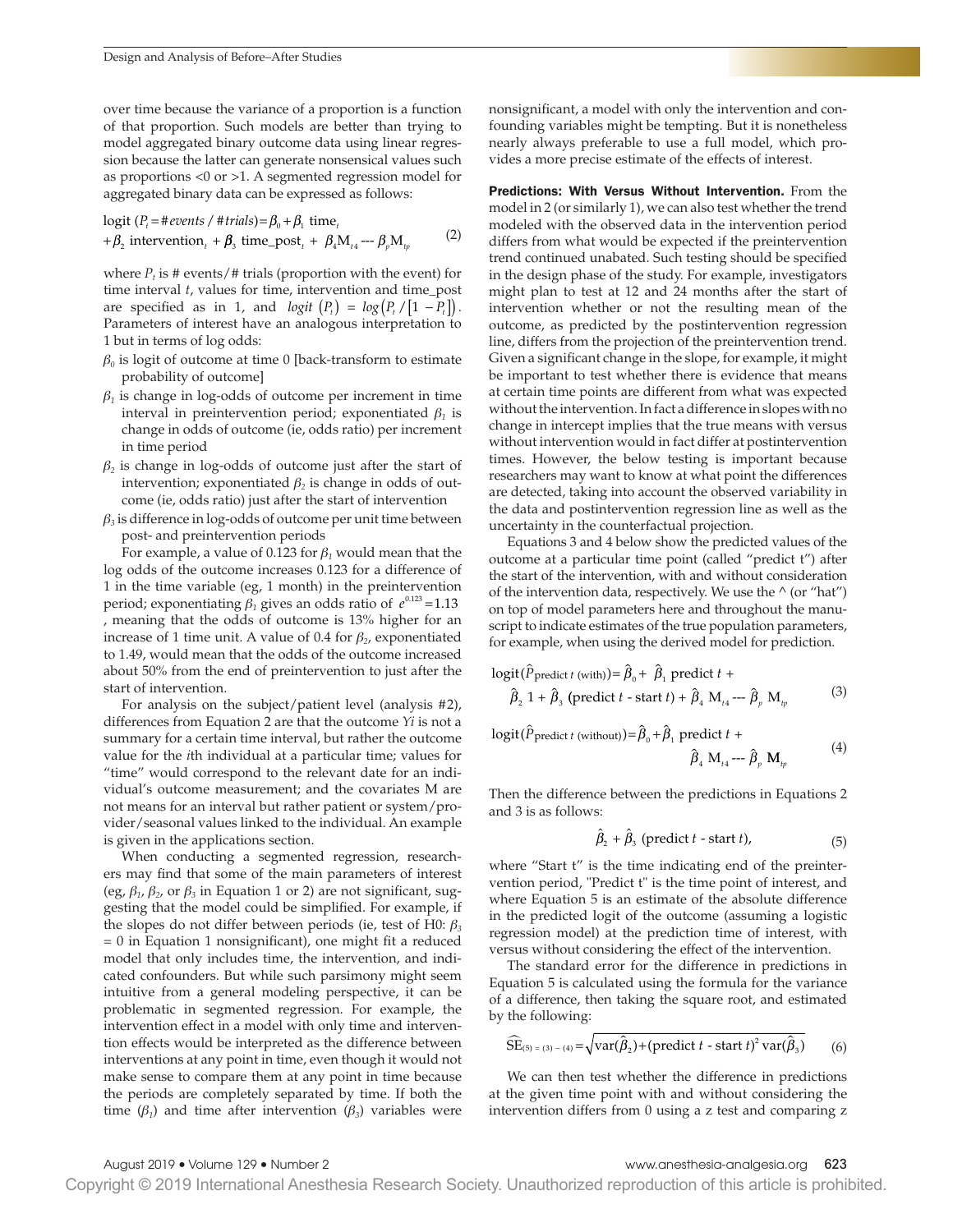over time because the variance of a proportion is a function of that proportion. Such models are better than trying to model aggregated binary outcome data using linear regression because the latter can generate nonsensical values such as proportions <0 or >1. A segmented regression model for aggregated binary data can be expressed as follows:

$$\text{logit}\ (P_t = \#events\ /\ \#trials) = \beta_0 + \beta_1\ \text{time}_t + \beta_2\ \text{intervention}_t + \beta_3\ \text{time\_post}_t + \beta_4 \text{M}_{t4} \text{---} \beta_p \text{M}_{tp} \tag{2}$$

where $P_t$ is # events/# trials (proportion with the event) for time interval $t$, values for time, intervention and time_post are specified as in 1, and $logit\ (P_t) = log\left(P_t / \left[1 - P_t\right]\right)$. Parameters of interest have an analogous interpretation to 1 but in terms of log odds:

- $\beta_0$ is logit of outcome at time 0 [back-transform to estimate probability of outcome]
- $\beta_1$ is change in log-odds of outcome per increment in time interval in preintervention period; exponentiated $\beta_1$ is change in odds of outcome (ie, odds ratio) per increment in time period
- $\beta_2$ is change in log-odds of outcome just after the start of intervention; exponentiated $\beta_2$ is change in odds of outcome (ie, odds ratio) just after the start of intervention
- $\beta_3$ is difference in log-odds of outcome per unit time between post- and preintervention periods

For example, a value of 0.123 for $\beta_1$ would mean that the log odds of the outcome increases 0.123 for a difference of 1 in the time variable (eg, 1 month) in the preintervention period; exponentiating $\beta_1$ gives an odds ratio of $e^{0.123} = 1.13$, meaning that the odds of outcome is 13% higher for an increase of 1 time unit. A value of 0.4 for $\beta_2$, exponentiated to 1.49, would mean that the odds of the outcome increased about 50% from the end of preintervention to just after the start of intervention.

For analysis on the subject/patient level (analysis #2), differences from Equation 2 are that the outcome *Yi* is not a summary for a certain time interval, but rather the outcome value for the *i*th individual at a particular time; values for "time" would correspond to the relevant date for an individual's outcome measurement; and the covariates M are not means for an interval but rather patient or system/provider/seasonal values linked to the individual. An example is given in the applications section.

When conducting a segmented regression, researchers may find that some of the main parameters of interest (eg, $\beta_1$, $\beta_2$, or $\beta_3$ in Equation 1 or 2) are not significant, suggesting that the model could be simplified. For example, if the slopes do not differ between periods (ie, test of H0: $\beta_3 = 0$ in Equation 1 nonsignificant), one might fit a reduced model that only includes time, the intervention, and indicated confounders. But while such parsimony might seem intuitive from a general modeling perspective, it can be problematic in segmented regression. For example, the intervention effect in a model with only time and intervention effects would be interpreted as the difference between interventions at any point in time, even though it would not make sense to compare them at any point in time because the periods are completely separated by time. If both the time ($\beta_1$) and time after intervention ($\beta_3$) variables were nonsignificant, a model with only the intervention and confounding variables might be tempting. But it is nonetheless nearly always preferable to use a full model, which provides a more precise estimate of the effects of interest.

**Predictions: With Versus Without Intervention.** From the model in 2 (or similarly 1), we can also test whether the trend modeled with the observed data in the intervention period differs from what would be expected if the preintervention trend continued unabated. Such testing should be specified in the design phase of the study. For example, investigators might plan to test at 12 and 24 months after the start of intervention whether or not the resulting mean of the outcome, as predicted by the postintervention regression line, differs from the projection of the preintervention trend. Given a significant change in the slope, for example, it might be important to test whether there is evidence that means at certain time points are different from what was expected without the intervention. In fact a difference in slopes with no change in intercept implies that the true means with versus without intervention would in fact differ at postintervention times. However, the below testing is important because researchers may want to know at what point the differences are detected, taking into account the observed variability in the data and postintervention regression line as well as the uncertainty in the counterfactual projection.

Equations 3 and 4 below show the predicted values of the outcome at a particular time point (called "predict t") after the start of the intervention, with and without consideration of the intervention data, respectively. We use the ^ (or "hat") on top of model parameters here and throughout the manuscript to indicate estimates of the true population parameters, for example, when using the derived model for prediction.

$$\text{logit}(\hat{P}_{\text{predict } t \text{ (with)}}) = \hat{\beta}_0 + \hat{\beta}_1\ \text{predict } t + \hat{\beta}_2\ 1 + \hat{\beta}_3\ (\text{predict } t \text{ - start } t) + \hat{\beta}_4\ \text{M}_{t4} \text{---} \hat{\beta}_p\ \text{M}_{tp} \tag{3}$$

$$\text{logit}(\hat{P}_{\text{predict } t \text{ (without)}}) = \hat{\beta}_0 + \hat{\beta}_1\ \text{predict } t + \hat{\beta}_4\ \text{M}_{t4} \text{---} \hat{\beta}_p\ \text{M}_{tp} \tag{4}$$

Then the difference between the predictions in Equations 2 and 3 is as follows:

$$\hat{\beta}_2 + \hat{\beta}_3\ (\text{predict } t \text{ - start } t), \tag{5}$$

where "Start t" is the time indicating end of the preintervention period, "Predict t" is the time point of interest, and where Equation 5 is an estimate of the absolute difference in the predicted logit of the outcome (assuming a logistic regression model) at the prediction time of interest, with versus without considering the effect of the intervention.

The standard error for the difference in predictions in Equation 5 is calculated using the formula for the variance of a difference, then taking the square root, and estimated by the following:

$$\widehat{\text{SE}}_{(5) = (3) - (4)} = \sqrt{\text{var}(\hat{\beta}_2) + (\text{predict } t \text{ - start } t)^2\ \text{var}(\hat{\beta}_3)} \tag{6}$$

We can then test whether the difference in predictions at the given time point with and without considering the intervention differs from 0 using a z test and comparing z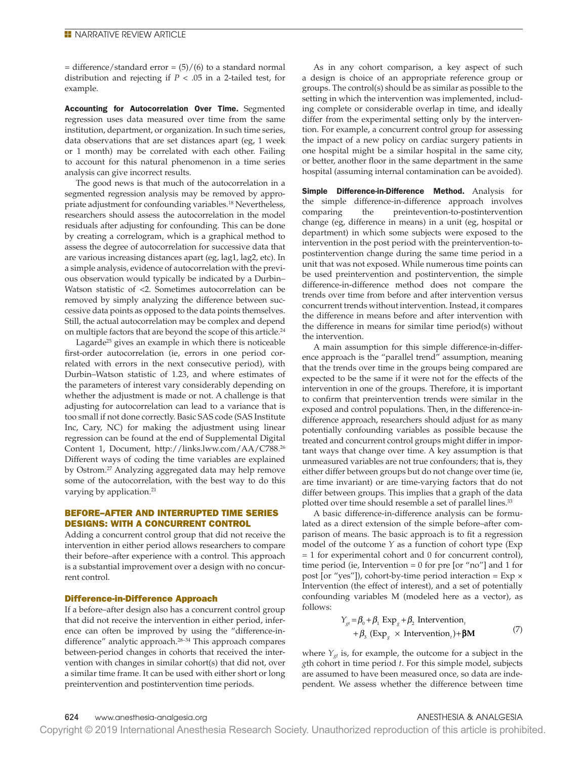= difference/standard error = (5)/(6) to a standard normal distribution and rejecting if $P < .05$ in a 2-tailed test, for example.

**Accounting for Autocorrelation Over Time.** Segmented regression uses data measured over time from the same institution, department, or organization. In such time series, data observations that are set distances apart (eg, 1 week or 1 month) may be correlated with each other. Failing to account for this natural phenomenon in a time series analysis can give incorrect results.

The good news is that much of the autocorrelation in a segmented regression analysis may be removed by appropriate adjustment for confounding variables.[18] Nevertheless, researchers should assess the autocorrelation in the model residuals after adjusting for confounding. This can be done by creating a correlogram, which is a graphical method to assess the degree of autocorrelation for successive data that are various increasing distances apart (eg, lag1, lag2, etc). In a simple analysis, evidence of autocorrelation with the previous observation would typically be indicated by a Durbin–Watson statistic of <2. Sometimes autocorrelation can be removed by simply analyzing the difference between successive data points as opposed to the data points themselves. Still, the actual autocorrelation may be complex and depend on multiple factors that are beyond the scope of this article.[24]

Lagarde[25] gives an example in which there is noticeable first-order autocorrelation (ie, errors in one period correlated with errors in the next consecutive period), with Durbin–Watson statistic of 1.23, and where estimates of the parameters of interest vary considerably depending on whether the adjustment is made or not. A challenge is that adjusting for autocorrelation can lead to a variance that is too small if not done correctly. Basic SAS code (SAS Institute Inc, Cary, NC) for making the adjustment using linear regression can be found at the end of Supplemental Digital Content 1, Document, http://links.lww.com/AA/C788.[26] Different ways of coding the time variables are explained by Ostrom.[27] Analyzing aggregated data may help remove some of the autocorrelation, with the best way to do this varying by application.[21]

## BEFORE–AFTER AND INTERRUPTED TIME SERIES DESIGNS: WITH A CONCURRENT CONTROL

Adding a concurrent control group that did not receive the intervention in either period allows researchers to compare their before–after experience with a control. This approach is a substantial improvement over a design with no concurrent control.

### Difference-in-Difference Approach

If a before–after design also has a concurrent control group that did not receive the intervention in either period, inference can often be improved by using the "difference-in-difference" analytic approach.[28–34] This approach compares between-period changes in cohorts that received the intervention with changes in similar cohort(s) that did not, over a similar time frame. It can be used with either short or long preintervention and postintervention time periods.

As in any cohort comparison, a key aspect of such a design is choice of an appropriate reference group or groups. The control(s) should be as similar as possible to the setting in which the intervention was implemented, including complete or considerable overlap in time, and ideally differ from the experimental setting only by the intervention. For example, a concurrent control group for assessing the impact of a new policy on cardiac surgery patients in one hospital might be a similar hospital in the same city, or better, another floor in the same department in the same hospital (assuming internal contamination can be avoided).

**Simple Difference-in-Difference Method.** Analysis for the simple difference-in-difference approach involves comparing the preintevention-to-postintervention change (eg, difference in means) in a unit (eg, hospital or department) in which some subjects were exposed to the intervention in the post period with the preintervention-to-postintervention change during the same time period in a unit that was not exposed. While numerous time points can be used preintervention and postintervention, the simple difference-in-difference method does not compare the trends over time from before and after intervention versus concurrent trends without intervention. Instead, it compares the difference in means before and after intervention with the difference in means for similar time period(s) without the intervention.

A main assumption for this simple difference-in-difference approach is the "parallel trend" assumption, meaning that the trends over time in the groups being compared are expected to be the same if it were not for the effects of the intervention in one of the groups. Therefore, it is important to confirm that preintervention trends were similar in the exposed and control populations. Then, in the difference-in-difference approach, researchers should adjust for as many potentially confounding variables as possible because the treated and concurrent control groups might differ in important ways that change over time. A key assumption is that unmeasured variables are not true confounders; that is, they either differ between groups but do not change over time (ie, are time invariant) or are time-varying factors that do not differ between groups. This implies that a graph of the data plotted over time should resemble a set of parallel lines.[33]

A basic difference-in-difference analysis can be formulated as a direct extension of the simple before–after comparison of means. The basic approach is to fit a regression model of the outcome $Y$ as a function of cohort type (Exp = 1 for experimental cohort and 0 for concurrent control), time period (ie, Intervention = 0 for pre [or "no"] and 1 for post [or "yes"]), cohort-by-time period interaction = Exp × Intervention (the effect of interest), and a set of potentially confounding variables M (modeled here as a vector), as follows:

$$Y_{gt} = \beta_0 + \beta_1 \text{ Exp}_g + \beta_2 \text{ Intervention}_t + \beta_3 \text{ (Exp}_g \times \text{Intervention}_t) + \boldsymbol{\beta}\mathbf{M} \tag{7}$$

where $Y_{gt}$ is, for example, the outcome for a subject in the $g$th cohort in time period $t$. For this simple model, subjects are assumed to have been measured once, so data are independent. We assess whether the difference between time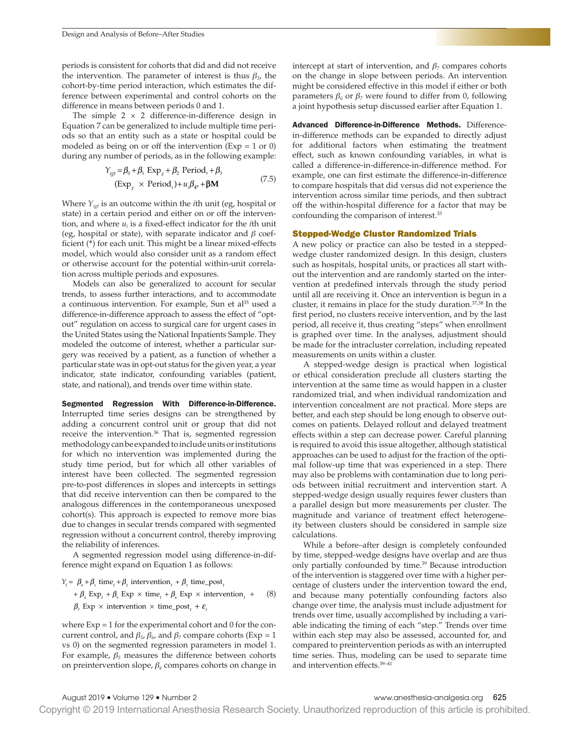periods is consistent for cohorts that did and did not receive the intervention. The parameter of interest is thus $\beta_3$, the cohort-by-time period interaction, which estimates the difference between experimental and control cohorts on the difference in means between periods 0 and 1.

The simple 2 × 2 difference-in-difference design in Equation 7 can be generalized to include multiple time periods so that an entity such as a state or hospital could be modeled as being on or off the intervention (Exp = 1 or 0) during any number of periods, as in the following example:

$$Y_{igt} = \beta_0 + \beta_1 \text{ Exp}_g + \beta_2 \text{ Period}_t + \beta_3 (\text{Exp}_g \times \text{Period}_t) + u_i \beta_{4*} + \boldsymbol{\beta}\mathbf{M} \tag{7.5}$$

Where $Y_{igt}$ is an outcome within the $i$th unit (eg, hospital or state) in a certain period and either on or off the intervention, and where $u_i$ is a fixed-effect indicator for the $i$th unit (eg, hospital or state), with separate indicator and $\beta$ coefficient (*) for each unit. This might be a linear mixed-effects model, which would also consider unit as a random effect or otherwise account for the potential within-unit correlation across multiple periods and exposures.

Models can also be generalized to account for secular trends, to assess further interactions, and to accommodate a continuous intervention. For example, Sun et al[35] used a difference-in-difference approach to assess the effect of "opt-out" regulation on access to surgical care for urgent cases in the United States using the National Inpatients Sample. They modeled the outcome of interest, whether a particular surgery was received by a patient, as a function of whether a particular state was in opt-out status for the given year, a year indicator, state indicator, confounding variables (patient, state, and national), and trends over time within state.

**Segmented Regression With Difference-in-Difference.** Interrupted time series designs can be strengthened by adding a concurrent control unit or group that did not receive the intervention.[36] That is, segmented regression methodology can be expanded to include units or institutions for which no intervention was implemented during the study time period, but for which all other variables of interest have been collected. The segmented regression pre-to-post differences in slopes and intercepts in settings that did receive intervention can then be compared to the analogous differences in the contemporaneous unexposed cohort(s). This approach is expected to remove more bias due to changes in secular trends compared with segmented regression without a concurrent control, thereby improving the reliability of inferences.

A segmented regression model using difference-in-difference might expand on Equation 1 as follows:

$$\begin{aligned} Y_t = {} & \beta_0 + \beta_1 \text{ time}_t + \beta_2 \text{ intervention}_t + \beta_3 \text{ time\_post}_t \\ & + \beta_4 \text{ Exp}_t + \beta_5 \text{ Exp} \times \text{time}_t + \beta_6 \text{ Exp} \times \text{intervention}_t + \\ & \beta_7 \text{ Exp} \times \text{intervention} \times \text{time\_post}_t + \varepsilon_t \end{aligned} \tag{8}$$

where Exp = 1 for the experimental cohort and 0 for the concurrent control, and $\beta_5$, $\beta_6$, and $\beta_7$ compare cohorts (Exp = 1 vs 0) on the segmented regression parameters in model 1. For example, $\beta_5$ measures the difference between cohorts on preintervention slope, $\beta_6$ compares cohorts on change in intercept at start of intervention, and $\beta_7$ compares cohorts on the change in slope between periods. An intervention might be considered effective in this model if either or both parameters $\beta_6$ or $\beta_7$ were found to differ from 0, following a joint hypothesis setup discussed earlier after Equation 1.

**Advanced Difference-in-Difference Methods.** Difference-in-difference methods can be expanded to directly adjust for additional factors when estimating the treatment effect, such as known confounding variables, in what is called a difference-in-difference-in-difference method. For example, one can first estimate the difference-in-difference to compare hospitals that did versus did not experience the intervention across similar time periods, and then subtract off the within-hospital difference for a factor that may be confounding the comparison of interest.[33]

### Stepped-Wedge Cluster Randomized Trials

A new policy or practice can also be tested in a stepped-wedge cluster randomized design. In this design, clusters such as hospitals, hospital units, or practices all start without the intervention and are randomly started on the intervention at predefined intervals through the study period until all are receiving it. Once an intervention is begun in a cluster, it remains in place for the study duration.[37,38] In the first period, no clusters receive intervention, and by the last period, all receive it, thus creating "steps" when enrollment is graphed over time. In the analyses, adjustment should be made for the intracluster correlation, including repeated measurements on units within a cluster.

A stepped-wedge design is practical when logistical or ethical consideration preclude all clusters starting the intervention at the same time as would happen in a cluster randomized trial, and when individual randomization and intervention concealment are not practical. More steps are better, and each step should be long enough to observe outcomes on patients. Delayed rollout and delayed treatment effects within a step can decrease power. Careful planning is required to avoid this issue altogether, although statistical approaches can be used to adjust for the fraction of the optimal follow-up time that was experienced in a step. There may also be problems with contamination due to long periods between initial recruitment and intervention start. A stepped-wedge design usually requires fewer clusters than a parallel design but more measurements per cluster. The magnitude and variance of treatment effect heterogeneity between clusters should be considered in sample size calculations.

While a before–after design is completely confounded by time, stepped-wedge designs have overlap and are thus only partially confounded by time.[39] Because introduction of the intervention is staggered over time with a higher percentage of clusters under the intervention toward the end, and because many potentially confounding factors also change over time, the analysis must include adjustment for trends over time, usually accomplished by including a variable indicating the timing of each "step." Trends over time within each step may also be assessed, accounted for, and compared to preintervention periods as with an interrupted time series. Thus, modeling can be used to separate time and intervention effects.[39–41]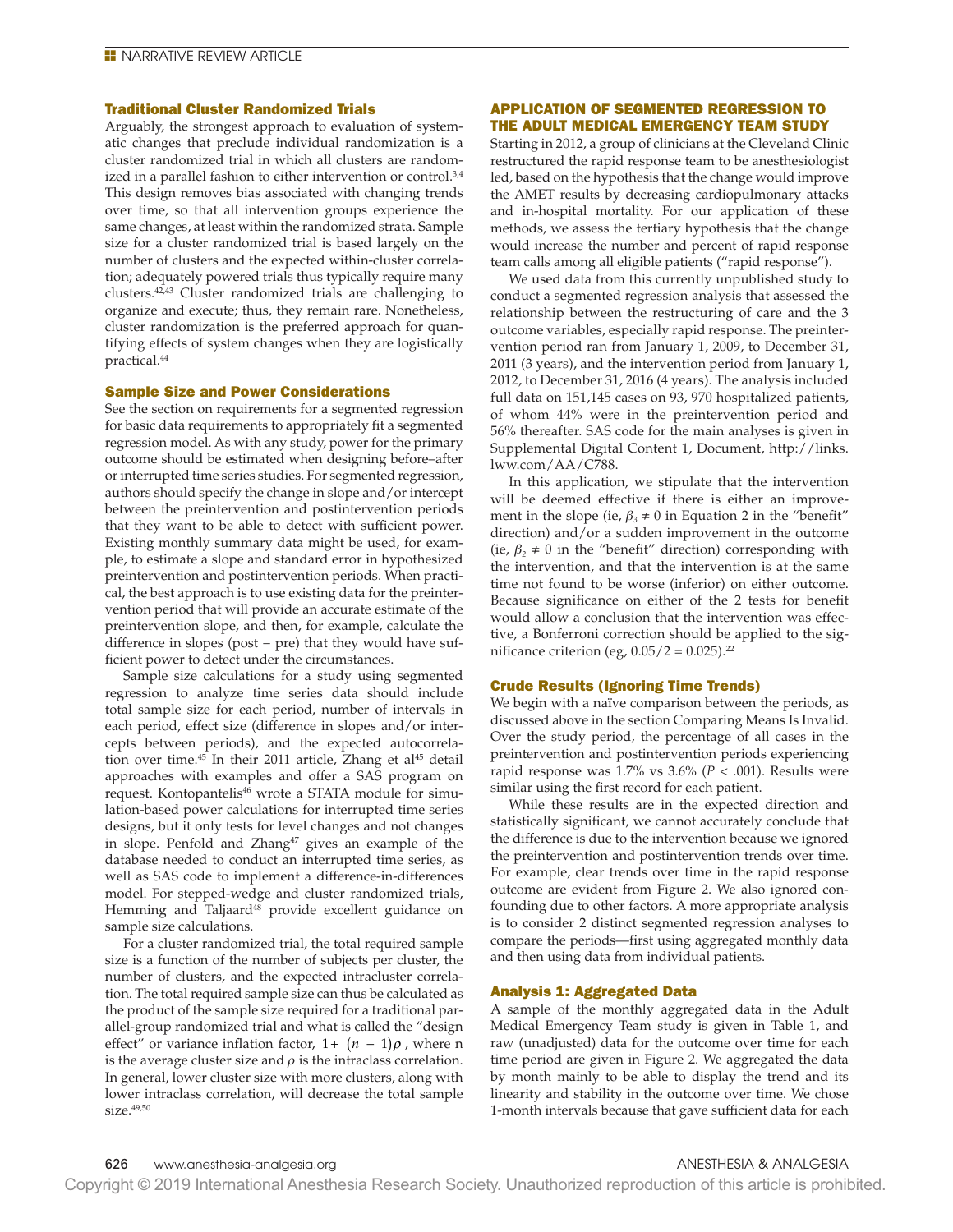### Traditional Cluster Randomized Trials

Arguably, the strongest approach to evaluation of systematic changes that preclude individual randomization is a cluster randomized trial in which all clusters are randomized in a parallel fashion to either intervention or control.[3,4] This design removes bias associated with changing trends over time, so that all intervention groups experience the same changes, at least within the randomized strata. Sample size for a cluster randomized trial is based largely on the number of clusters and the expected within-cluster correlation; adequately powered trials thus typically require many clusters.[42,43] Cluster randomized trials are challenging to organize and execute; thus, they remain rare. Nonetheless, cluster randomization is the preferred approach for quantifying effects of system changes when they are logistically practical.[44]

### Sample Size and Power Considerations

See the section on requirements for a segmented regression for basic data requirements to appropriately fit a segmented regression model. As with any study, power for the primary outcome should be estimated when designing before–after or interrupted time series studies. For segmented regression, authors should specify the change in slope and/or intercept between the preintervention and postintervention periods that they want to be able to detect with sufficient power. Existing monthly summary data might be used, for example, to estimate a slope and standard error in hypothesized preintervention and postintervention periods. When practical, the best approach is to use existing data for the preintervention period that will provide an accurate estimate of the preintervention slope, and then, for example, calculate the difference in slopes (post − pre) that they would have sufficient power to detect under the circumstances.

Sample size calculations for a study using segmented regression to analyze time series data should include total sample size for each period, number of intervals in each period, effect size (difference in slopes and/or intercepts between periods), and the expected autocorrelation over time.[45] In their 2011 article, Zhang et al[45] detail approaches with examples and offer a SAS program on request. Kontopantelis[46] wrote a STATA module for simulation-based power calculations for interrupted time series designs, but it only tests for level changes and not changes in slope. Penfold and Zhang[47] gives an example of the database needed to conduct an interrupted time series, as well as SAS code to implement a difference-in-differences model. For stepped-wedge and cluster randomized trials, Hemming and Taljaard[48] provide excellent guidance on sample size calculations.

For a cluster randomized trial, the total required sample size is a function of the number of subjects per cluster, the number of clusters, and the expected intracluster correlation. The total required sample size can thus be calculated as the product of the sample size required for a traditional parallel-group randomized trial and what is called the "design effect" or variance inflation factor, $1+(n-1)\rho$, where n is the average cluster size and $\rho$ is the intraclass correlation. In general, lower cluster size with more clusters, along with lower intraclass correlation, will decrease the total sample size.[49,50]

## APPLICATION OF SEGMENTED REGRESSION TO THE ADULT MEDICAL EMERGENCY TEAM STUDY

Starting in 2012, a group of clinicians at the Cleveland Clinic restructured the rapid response team to be anesthesiologist led, based on the hypothesis that the change would improve the AMET results by decreasing cardiopulmonary attacks and in-hospital mortality. For our application of these methods, we assess the tertiary hypothesis that the change would increase the number and percent of rapid response team calls among all eligible patients ("rapid response").

We used data from this currently unpublished study to conduct a segmented regression analysis that assessed the relationship between the restructuring of care and the 3 outcome variables, especially rapid response. The preintervention period ran from January 1, 2009, to December 31, 2011 (3 years), and the intervention period from January 1, 2012, to December 31, 2016 (4 years). The analysis included full data on 151,145 cases on 93, 970 hospitalized patients, of whom 44% were in the preintervention period and 56% thereafter. SAS code for the main analyses is given in Supplemental Digital Content 1, Document, http://links.lww.com/AA/C788.

In this application, we stipulate that the intervention will be deemed effective if there is either an improvement in the slope (ie, $\beta_3 \neq 0$ in Equation 2 in the "benefit" direction) and/or a sudden improvement in the outcome (ie, $\beta_2 \neq 0$ in the "benefit" direction) corresponding with the intervention, and that the intervention is at the same time not found to be worse (inferior) on either outcome. Because significance on either of the 2 tests for benefit would allow a conclusion that the intervention was effective, a Bonferroni correction should be applied to the significance criterion (eg, $0.05/2 = 0.025$).[22]

### Crude Results (Ignoring Time Trends)

We begin with a naïve comparison between the periods, as discussed above in the section Comparing Means Is Invalid. Over the study period, the percentage of all cases in the preintervention and postintervention periods experiencing rapid response was 1.7% vs 3.6% ($P < .001$). Results were similar using the first record for each patient.

While these results are in the expected direction and statistically significant, we cannot accurately conclude that the difference is due to the intervention because we ignored the preintervention and postintervention trends over time. For example, clear trends over time in the rapid response outcome are evident from Figure 2. We also ignored confounding due to other factors. A more appropriate analysis is to consider 2 distinct segmented regression analyses to compare the periods—first using aggregated monthly data and then using data from individual patients.

### Analysis 1: Aggregated Data

A sample of the monthly aggregated data in the Adult Medical Emergency Team study is given in Table 1, and raw (unadjusted) data for the outcome over time for each time period are given in Figure 2. We aggregated the data by month mainly to be able to display the trend and its linearity and stability in the outcome over time. We chose 1-month intervals because that gave sufficient data for each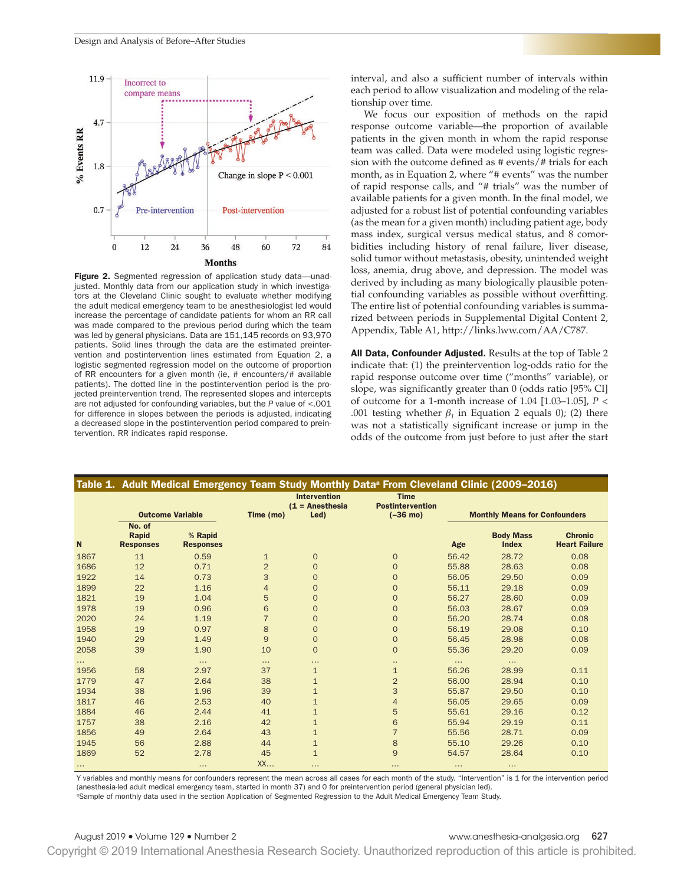**Figure 2.** Segmented regression of application study data—unadjusted. Monthly data from our application study in which investigators at the Cleveland Clinic sought to evaluate whether modifying the adult medical emergency team to be anesthesiologist led would increase the percentage of candidate patients for whom an RR call was made compared to the previous period during which the team was led by general physicians. Data are 151,145 records on 93,970 patients. Solid lines through the data are the estimated preintervention and postintervention lines estimated from Equation 2, a logistic segmented regression model on the outcome of proportion of RR encounters for a given month (ie, # encounters/# available patients). The dotted line in the postintervention period is the projected preintervention trend. The represented slopes and intercepts are not adjusted for confounding variables, but the *P* value of <.001 for difference in slopes between the periods is adjusted, indicating a decreased slope in the postintervention period compared to preintervention. RR indicates rapid response.

interval, and also a sufficient number of intervals within each period to allow visualization and modeling of the relationship over time.

We focus our exposition of methods on the rapid response outcome variable—the proportion of available patients in the given month in whom the rapid response team was called. Data were modeled using logistic regression with the outcome defined as # events/# trials for each month, as in Equation 2, where "# events" was the number of rapid response calls, and "# trials" was the number of available patients for a given month. In the final model, we adjusted for a robust list of potential confounding variables (as the mean for a given month) including patient age, body mass index, surgical versus medical status, and 8 comorbidities including history of renal failure, liver disease, solid tumor without metastasis, obesity, unintended weight loss, anemia, drug above, and depression. The model was derived by including as many biologically plausible potential confounding variables as possible without overfitting. The entire list of potential confounding variables is summarized between periods in Supplemental Digital Content 2, Appendix, Table A1, http://links.lww.com/AA/C787.

**All Data, Confounder Adjusted.** Results at the top of Table 2 indicate that: (1) the preintervention log-odds ratio for the rapid response outcome over time ("months" variable), or slope, was significantly greater than 0 (odds ratio [95% CI] of outcome for a 1-month increase of 1.04 [1.03–1.05], $P < .001$ testing whether $\beta_1$ in Equation 2 equals 0); (2) there was not a statistically significant increase or jump in the odds of the outcome from just before to just after the start

**Table 1. Adult Medical Emergency Team Study Monthly Data[a] From Cleveland Clinic (2009–2016)**

| | Outcome Variable | | Time (mo) | Intervention (1 = Anesthesia Led) | Time Postintervention (–36 mo) | Monthly Means for Confounders | | |
|---|---|---|---|---|---|---|---|---|
| N | No. of Rapid Responses | % Rapid Responses | | | | Age | Body Mass Index | Chronic Heart Failure |
| 1867 | 11 | 0.59 | 1 | 0 | 0 | 56.42 | 28.72 | 0.08 |
| 1686 | 12 | 0.71 | 2 | 0 | 0 | 55.88 | 28.63 | 0.08 |
| 1922 | 14 | 0.73 | 3 | 0 | 0 | 56.05 | 29.50 | 0.09 |
| 1899 | 22 | 1.16 | 4 | 0 | 0 | 56.11 | 29.18 | 0.09 |
| 1821 | 19 | 1.04 | 5 | 0 | 0 | 56.27 | 28.60 | 0.09 |
| 1978 | 19 | 0.96 | 6 | 0 | 0 | 56.03 | 28.67 | 0.09 |
| 2020 | 24 | 1.19 | 7 | 0 | 0 | 56.20 | 28.74 | 0.08 |
| 1958 | 19 | 0.97 | 8 | 0 | 0 | 56.19 | 29.08 | 0.10 |
| 1940 | 29 | 1.49 | 9 | 0 | 0 | 56.45 | 28.98 | 0.08 |
| 2058 | 39 | 1.90 | 10 | 0 | 0 | 55.36 | 29.20 | 0.09 |
| ... | | ... | ... | ... | .. | ... | ... | |
| 1956 | 58 | 2.97 | 37 | 1 | 1 | 56.26 | 28.99 | 0.11 |
| 1779 | 47 | 2.64 | 38 | 1 | 2 | 56.00 | 28.94 | 0.10 |
| 1934 | 38 | 1.96 | 39 | 1 | 3 | 55.87 | 29.50 | 0.10 |
| 1817 | 46 | 2.53 | 40 | 1 | 4 | 56.05 | 29.65 | 0.09 |
| 1884 | 46 | 2.44 | 41 | 1 | 5 | 55.61 | 29.16 | 0.12 |
| 1757 | 38 | 2.16 | 42 | 1 | 6 | 55.94 | 29.19 | 0.11 |
| 1856 | 49 | 2.64 | 43 | 1 | 7 | 55.56 | 28.71 | 0.09 |
| 1945 | 56 | 2.88 | 44 | 1 | 8 | 55.10 | 29.26 | 0.10 |
| 1869 | 52 | 2.78 | 45 | 1 | 9 | 54.57 | 28.64 | 0.10 |
| ... | | ... | XX... | ... | ... | ... | ... | |

Y variables and monthly means for confounders represent the mean across all cases for each month of the study. "Intervention" is 1 for the intervention period (anesthesia-led adult medical emergency team, started in month 37) and 0 for preintervention period (general physician led).

[a]Sample of monthly data used in the section Application of Segmented Regression to the Adult Medical Emergency Team Study.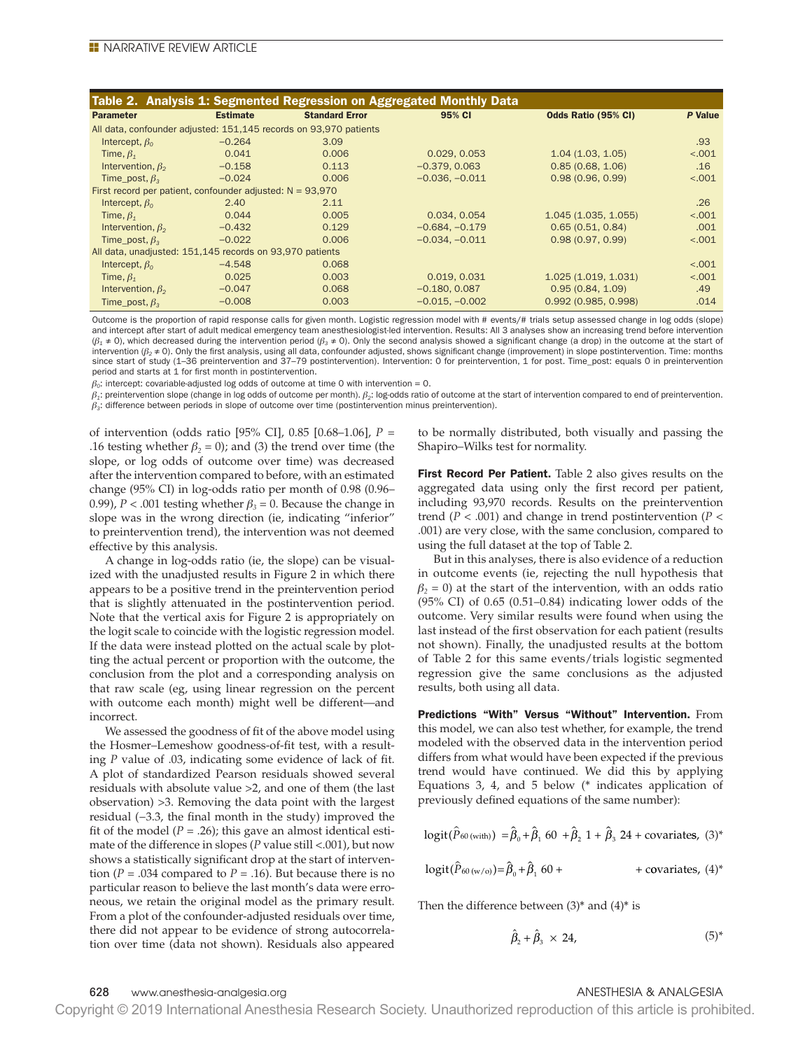Table 2. Analysis 1: Segmented Regression on Aggregated Monthly Data

| Parameter | Estimate | Standard Error | 95% CI | Odds Ratio (95% CI) | P Value |
|---|---|---|---|---|---|
| All data, confounder adjusted: 151,145 records on 93,970 patients | | | | | |
| Intercept, $\beta_0$ | −0.264 | 3.09 | | | .93 |
| Time, $\beta_1$ | 0.041 | 0.006 | 0.029, 0.053 | 1.04 (1.03, 1.05) | <.001 |
| Intervention, $\beta_2$ | −0.158 | 0.113 | −0.379, 0.063 | 0.85 (0.68, 1.06) | .16 |
| Time_post, $\beta_3$ | −0.024 | 0.006 | −0.036, −0.011 | 0.98 (0.96, 0.99) | <.001 |
| First record per patient, confounder adjusted: N = 93,970 | | | | | |
| Intercept, $\beta_0$ | 2.40 | 2.11 | | | .26 |
| Time, $\beta_1$ | 0.044 | 0.005 | 0.034, 0.054 | 1.045 (1.035, 1.055) | <.001 |
| Intervention, $\beta_2$ | −0.432 | 0.129 | −0.684, −0.179 | 0.65 (0.51, 0.84) | .001 |
| Time_post, $\beta_3$ | −0.022 | 0.006 | −0.034, −0.011 | 0.98 (0.97, 0.99) | <.001 |
| All data, unadjusted: 151,145 records on 93,970 patients | | | | | |
| Intercept, $\beta_0$ | −4.548 | 0.068 | | | <.001 |
| Time, $\beta_1$ | 0.025 | 0.003 | 0.019, 0.031 | 1.025 (1.019, 1.031) | <.001 |
| Intervention, $\beta_2$ | −0.047 | 0.068 | −0.180, 0.087 | 0.95 (0.84, 1.09) | .49 |
| Time_post, $\beta_3$ | −0.008 | 0.003 | −0.015, −0.002 | 0.992 (0.985, 0.998) | .014 |

Outcome is the proportion of rapid response calls for given month. Logistic regression model with # events/# trials setup assessed change in log odds (slope) and intercept after start of adult medical emergency team anesthesiologist-led intervention. Results: All 3 analyses show an increasing trend before intervention ($\beta_1 \neq 0$), which decreased during the intervention period ($\beta_3 \neq 0$). Only the second analysis showed a significant change (a drop) in the outcome at the start of intervention ($\beta_2 \neq 0$). Only the first analysis, using all data, confounder adjusted, shows significant change (improvement) in slope postintervention. Time: months since start of study (1–36 preintervention and 37–79 postintervention). Intervention: 0 for preintervention, 1 for post. Time_post: equals 0 in preintervention period and starts at 1 for first month in postintervention.

$\beta_0$: intercept: covariable-adjusted log odds of outcome at time 0 with intervention = 0.

$\beta_1$: preintervention slope (change in log odds of outcome per month). $\beta_2$: log-odds ratio of outcome at the start of intervention compared to end of preintervention.

$\beta_3$: difference between periods in slope of outcome over time (postintervention minus preintervention).

of intervention (odds ratio [95% CI], 0.85 [0.68–1.06], $P$ = .16 testing whether $\beta_2 = 0$); and (3) the trend over time (the slope, or log odds of outcome over time) was decreased after the intervention compared to before, with an estimated change (95% CI) in log-odds ratio per month of 0.98 (0.96–0.99), $P < .001$ testing whether $\beta_3 = 0$. Because the change in slope was in the wrong direction (ie, indicating "inferior" to preintervention trend), the intervention was not deemed effective by this analysis.

A change in log-odds ratio (ie, the slope) can be visualized with the unadjusted results in Figure 2 in which there appears to be a positive trend in the preintervention period that is slightly attenuated in the postintervention period. Note that the vertical axis for Figure 2 is appropriately on the logit scale to coincide with the logistic regression model. If the data were instead plotted on the actual scale by plotting the actual percent or proportion with the outcome, the conclusion from the plot and a corresponding analysis on that raw scale (eg, using linear regression on the percent with outcome each month) might well be different—and incorrect.

We assessed the goodness of fit of the above model using the Hosmer–Lemeshow goodness-of-fit test, with a resulting $P$ value of .03, indicating some evidence of lack of fit. A plot of standardized Pearson residuals showed several residuals with absolute value >2, and one of them (the last observation) >3. Removing the data point with the largest residual (−3.3, the final month in the study) improved the fit of the model ($P$ = .26); this gave an almost identical estimate of the difference in slopes ($P$ value still <.001), but now shows a statistically significant drop at the start of intervention ($P$ = .034 compared to $P$ = .16). But because there is no particular reason to believe the last month's data were erroneous, we retain the original model as the primary result. From a plot of the confounder-adjusted residuals over time, there did not appear to be evidence of strong autocorrelation over time (data not shown). Residuals also appeared to be normally distributed, both visually and passing the Shapiro–Wilks test for normality.

**First Record Per Patient.** Table 2 also gives results on the aggregated data using only the first record per patient, including 93,970 records. Results on the preintervention trend ($P < .001$) and change in trend postintervention ($P < .001$) are very close, with the same conclusion, compared to using the full dataset at the top of Table 2.

But in this analyses, there is also evidence of a reduction in outcome events (ie, rejecting the null hypothesis that $\beta_2 = 0$) at the start of the intervention, with an odds ratio (95% CI) of 0.65 (0.51–0.84) indicating lower odds of the outcome. Very similar results were found when using the last instead of the first observation for each patient (results not shown). Finally, the unadjusted results at the bottom of Table 2 for this same events/trials logistic segmented regression give the same conclusions as the adjusted results, both using all data.

**Predictions "With" Versus "Without" Intervention.** From this model, we can also test whether, for example, the trend modeled with the observed data in the intervention period differs from what would have been expected if the previous trend would have continued. We did this by applying Equations 3, 4, and 5 below (* indicates application of previously defined equations of the same number):

$$\text{logit}(\hat{P}_{60\,(\text{with})}) = \hat{\beta}_0 + \hat{\beta}_1\, 60 + \hat{\beta}_2\, 1 + \hat{\beta}_3\, 24 + \text{covariates}, \quad (3)^*$$

$$\text{logit}(\hat{P}_{60\,(\text{w/o})}) = \hat{\beta}_0 + \hat{\beta}_1\, 60 + \qquad\qquad + \text{covariates}, \quad (4)^*$$

Then the difference between (3)* and (4)* is

$$\hat{\beta}_2 + \hat{\beta}_3 \times 24, \quad (5)^*$$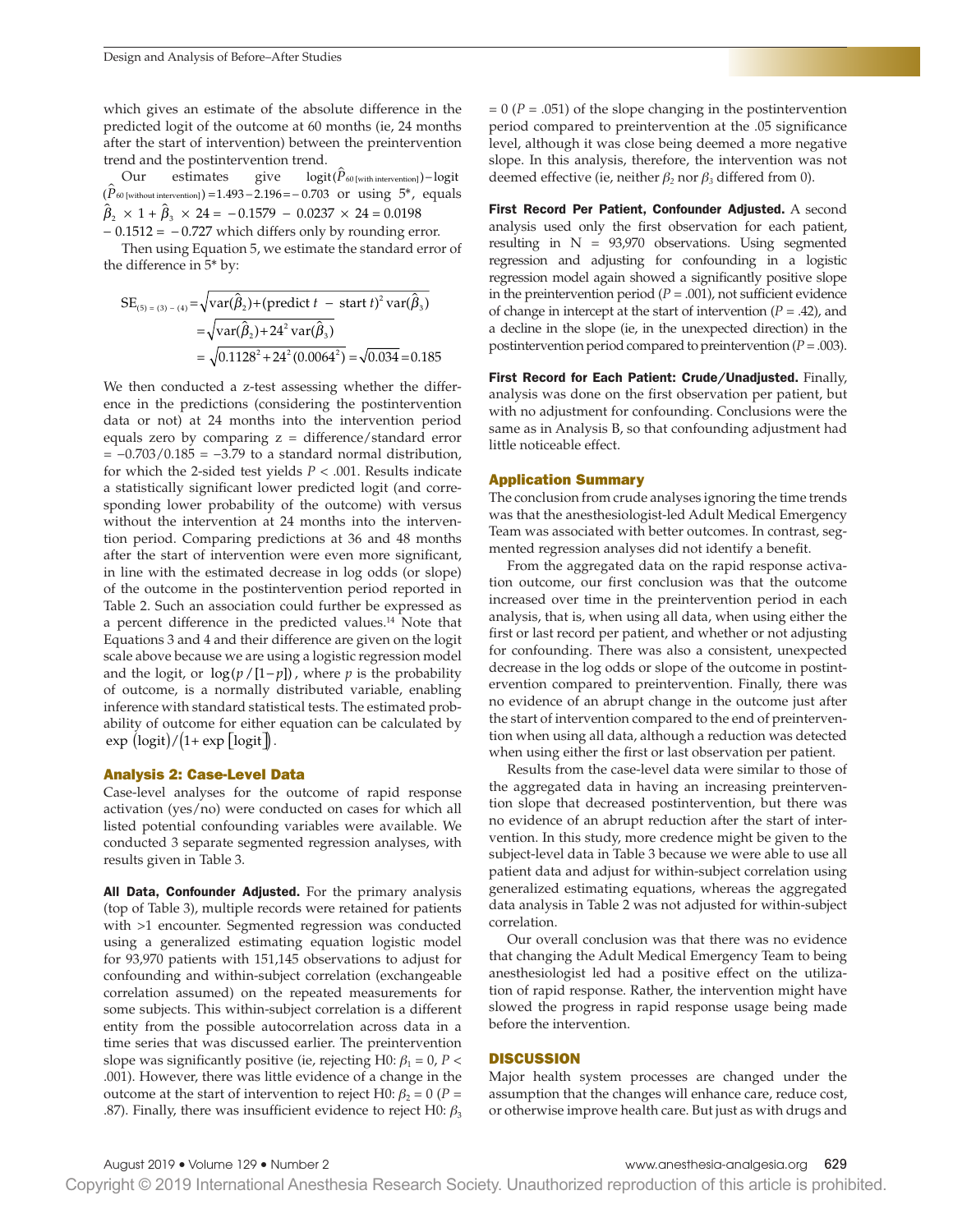which gives an estimate of the absolute difference in the predicted logit of the outcome at 60 months (ie, 24 months after the start of intervention) between the preintervention trend and the postintervention trend.

Our estimates give $\text{logit}(\hat{P}_{60\,[\text{with intervention}]}) - \text{logit}(\hat{P}_{60\,[\text{without intervention}]}) = 1.493 - 2.196 = -0.703$ or using 5*, equals $\hat{\beta}_2 \times 1 + \hat{\beta}_3 \times 24 = -0.1579 - 0.0237 \times 24 = 0.0198 - 0.1512 = -0.727$ which differs only by rounding error.

Then using Equation 5, we estimate the standard error of the difference in 5* by:

$$\text{SE}_{(5)=(3)-(4)} = \sqrt{\text{var}(\hat{\beta}_2) + (\text{predict } t - \text{start } t)^2 \, \text{var}(\hat{\beta}_3)}$$
$$= \sqrt{\text{var}(\hat{\beta}_2) + 24^2 \, \text{var}(\hat{\beta}_3)}$$
$$= \sqrt{0.1128^2 + 24^2 (0.0064^2)} = \sqrt{0.034} = 0.185$$

We then conducted a z-test assessing whether the difference in the predictions (considering the postintervention data or not) at 24 months into the intervention period equals zero by comparing z = difference/standard error = −0.703/0.185 = −3.79 to a standard normal distribution, for which the 2-sided test yields $P < .001$. Results indicate a statistically significant lower predicted logit (and corresponding lower probability of the outcome) with versus without the intervention at 24 months into the intervention period. Comparing predictions at 36 and 48 months after the start of intervention were even more significant, in line with the estimated decrease in log odds (or slope) of the outcome in the postintervention period reported in Table 2. Such an association could further be expressed as a percent difference in the predicted values.[14] Note that Equations 3 and 4 and their difference are given on the logit scale above because we are using a logistic regression model and the logit, or $\log(p/[1-p])$, where $p$ is the probability of outcome, is a normally distributed variable, enabling inference with standard statistical tests. The estimated probability of outcome for either equation can be calculated by $\exp(\text{logit})/(1+\exp[\text{logit}])$.

### Analysis 2: Case-Level Data

Case-level analyses for the outcome of rapid response activation (yes/no) were conducted on cases for which all listed potential confounding variables were available. We conducted 3 separate segmented regression analyses, with results given in Table 3.

**All Data, Confounder Adjusted.** For the primary analysis (top of Table 3), multiple records were retained for patients with >1 encounter. Segmented regression was conducted using a generalized estimating equation logistic model for 93,970 patients with 151,145 observations to adjust for confounding and within-subject correlation (exchangeable correlation assumed) on the repeated measurements for some subjects. This within-subject correlation is a different entity from the possible autocorrelation across data in a time series that was discussed earlier. The preintervention slope was significantly positive (ie, rejecting H0: $\beta_1 = 0$, $P < .001$). However, there was little evidence of a change in the outcome at the start of intervention to reject H0: $\beta_2 = 0$ ($P = .87$). Finally, there was insufficient evidence to reject H0: $\beta_3 = 0$ ($P = .051$) of the slope changing in the postintervention period compared to preintervention at the .05 significance level, although it was close being deemed a more negative slope. In this analysis, therefore, the intervention was not deemed effective (ie, neither $\beta_2$ nor $\beta_3$ differed from 0).

**First Record Per Patient, Confounder Adjusted.** A second analysis used only the first observation for each patient, resulting in N = 93,970 observations. Using segmented regression and adjusting for confounding in a logistic regression model again showed a significantly positive slope in the preintervention period ($P = .001$), not sufficient evidence of change in intercept at the start of intervention ($P = .42$), and a decline in the slope (ie, in the unexpected direction) in the postintervention period compared to preintervention ($P = .003$).

**First Record for Each Patient: Crude/Unadjusted.** Finally, analysis was done on the first observation per patient, but with no adjustment for confounding. Conclusions were the same as in Analysis B, so that confounding adjustment had little noticeable effect.

### Application Summary

The conclusion from crude analyses ignoring the time trends was that the anesthesiologist-led Adult Medical Emergency Team was associated with better outcomes. In contrast, segmented regression analyses did not identify a benefit.

From the aggregated data on the rapid response activation outcome, our first conclusion was that the outcome increased over time in the preintervention period in each analysis, that is, when using all data, when using either the first or last record per patient, and whether or not adjusting for confounding. There was also a consistent, unexpected decrease in the log odds or slope of the outcome in postintervention compared to preintervention. Finally, there was no evidence of an abrupt change in the outcome just after the start of intervention compared to the end of preintervention when using all data, although a reduction was detected when using either the first or last observation per patient.

Results from the case-level data were similar to those of the aggregated data in having an increasing preintervention slope that decreased postintervention, but there was no evidence of an abrupt reduction after the start of intervention. In this study, more credence might be given to the subject-level data in Table 3 because we were able to use all patient data and adjust for within-subject correlation using generalized estimating equations, whereas the aggregated data analysis in Table 2 was not adjusted for within-subject correlation.

Our overall conclusion was that there was no evidence that changing the Adult Medical Emergency Team to being anesthesiologist led had a positive effect on the utilization of rapid response. Rather, the intervention might have slowed the progress in rapid response usage being made before the intervention.

## DISCUSSION

Major health system processes are changed under the assumption that the changes will enhance care, reduce cost, or otherwise improve health care. But just as with drugs and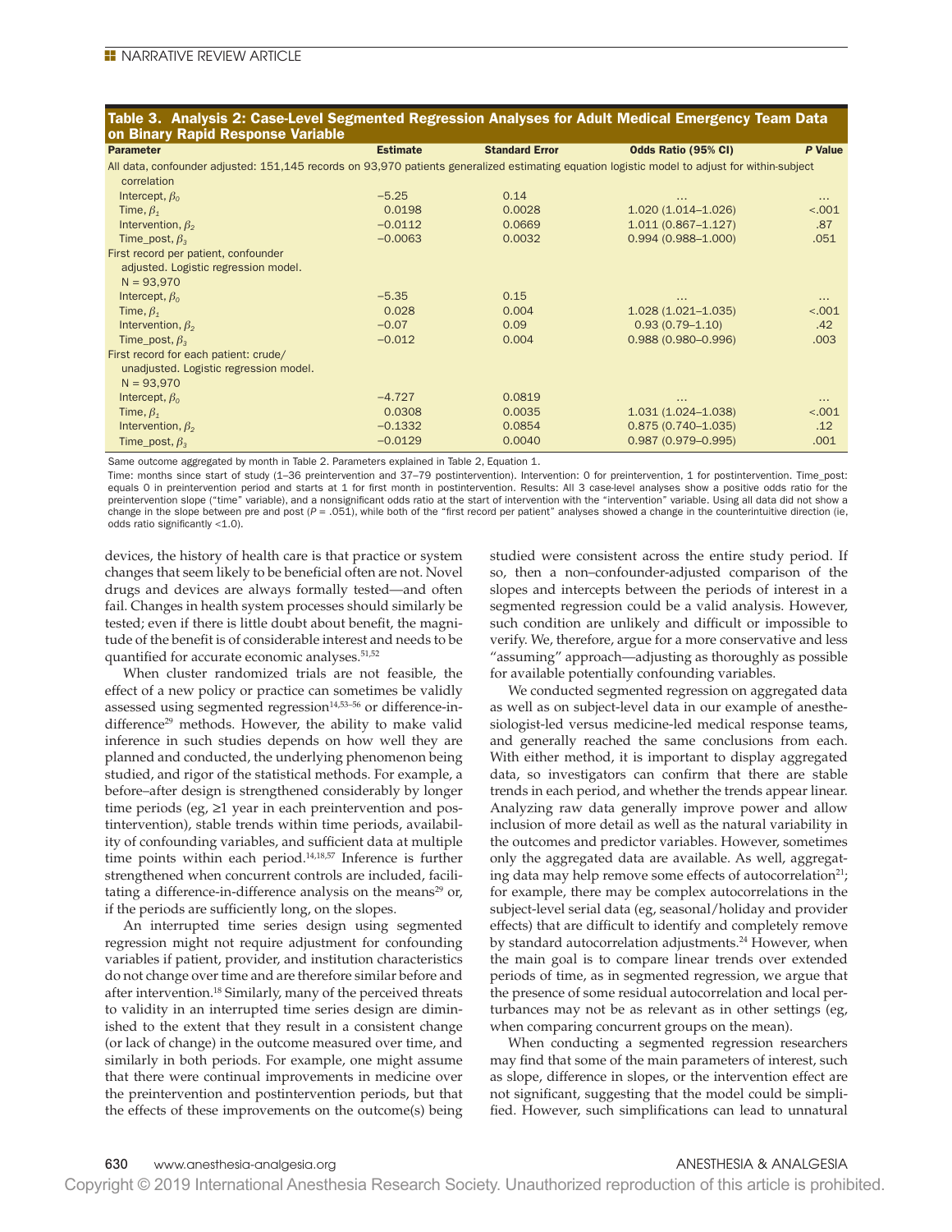**Table 3. Analysis 2: Case-Level Segmented Regression Analyses for Adult Medical Emergency Team Data on Binary Rapid Response Variable**

| Parameter | Estimate | Standard Error | Odds Ratio (95% CI) | P Value |
|---|---|---|---|---|
| All data, confounder adjusted: 151,145 records on 93,970 patients generalized estimating equation logistic model to adjust for within-subject correlation | | | | |
| Intercept, $\beta_0$ | −5.25 | 0.14 | ... | ... |
| Time, $\beta_1$ | 0.0198 | 0.0028 | 1.020 (1.014–1.026) | <.001 |
| Intervention, $\beta_2$ | −0.0112 | 0.0669 | 1.011 (0.867–1.127) | .87 |
| Time_post, $\beta_3$ | −0.0063 | 0.0032 | 0.994 (0.988–1.000) | .051 |
| First record per patient, confounder adjusted. Logistic regression model. N = 93,970 | | | | |
| Intercept, $\beta_0$ | −5.35 | 0.15 | ... | ... |
| Time, $\beta_1$ | 0.028 | 0.004 | 1.028 (1.021–1.035) | <.001 |
| Intervention, $\beta_2$ | −0.07 | 0.09 | 0.93 (0.79–1.10) | .42 |
| Time_post, $\beta_3$ | −0.012 | 0.004 | 0.988 (0.980–0.996) | .003 |
| First record for each patient: crude/unadjusted. Logistic regression model. N = 93,970 | | | | |
| Intercept, $\beta_0$ | −4.727 | 0.0819 | ... | ... |
| Time, $\beta_1$ | 0.0308 | 0.0035 | 1.031 (1.024–1.038) | <.001 |
| Intervention, $\beta_2$ | −0.1332 | 0.0854 | 0.875 (0.740–1.035) | .12 |
| Time_post, $\beta_3$ | −0.0129 | 0.0040 | 0.987 (0.979–0.995) | .001 |

Same outcome aggregated by month in Table 2. Parameters explained in Table 2, Equation 1.

Time: months since start of study (1–36 preintervention and 37–79 postintervention). Intervention: 0 for preintervention, 1 for postintervention. Time_post: equals 0 in preintervention period and starts at 1 for first month in postintervention. Results: All 3 case-level analyses show a positive odds ratio for the preintervention slope ("time" variable), and a nonsignificant odds ratio at the start of intervention with the "intervention" variable. Using all data did not show a change in the slope between pre and post ($P = .051$), while both of the "first record per patient" analyses showed a change in the counterintuitive direction (ie, odds ratio significantly <1.0).

devices, the history of health care is that practice or system changes that seem likely to be beneficial often are not. Novel drugs and devices are always formally tested—and often fail. Changes in health system processes should similarly be tested; even if there is little doubt about benefit, the magnitude of the benefit is of considerable interest and needs to be quantified for accurate economic analyses.[51,52]

When cluster randomized trials are not feasible, the effect of a new policy or practice can sometimes be validly assessed using segmented regression[14,53–56] or difference-in-difference[29] methods. However, the ability to make valid inference in such studies depends on how well they are planned and conducted, the underlying phenomenon being studied, and rigor of the statistical methods. For example, a before–after design is strengthened considerably by longer time periods (eg, ≥1 year in each preintervention and postintervention), stable trends within time periods, availability of confounding variables, and sufficient data at multiple time points within each period.[14,18,57] Inference is further strengthened when concurrent controls are included, facilitating a difference-in-difference analysis on the means[29] or, if the periods are sufficiently long, on the slopes.

An interrupted time series design using segmented regression might not require adjustment for confounding variables if patient, provider, and institution characteristics do not change over time and are therefore similar before and after intervention.[18] Similarly, many of the perceived threats to validity in an interrupted time series design are diminished to the extent that they result in a consistent change (or lack of change) in the outcome measured over time, and similarly in both periods. For example, one might assume that there were continual improvements in medicine over the preintervention and postintervention periods, but that the effects of these improvements on the outcome(s) being studied were consistent across the entire study period. If so, then a non–confounder-adjusted comparison of the slopes and intercepts between the periods of interest in a segmented regression could be a valid analysis. However, such condition are unlikely and difficult or impossible to verify. We, therefore, argue for a more conservative and less "assuming" approach—adjusting as thoroughly as possible for available potentially confounding variables.

We conducted segmented regression on aggregated data as well as on subject-level data in our example of anesthesiologist-led versus medicine-led medical response teams, and generally reached the same conclusions from each. With either method, it is important to display aggregated data, so investigators can confirm that there are stable trends in each period, and whether the trends appear linear. Analyzing raw data generally improve power and allow inclusion of more detail as well as the natural variability in the outcomes and predictor variables. However, sometimes only the aggregated data are available. As well, aggregating data may help remove some effects of autocorrelation[21]; for example, there may be complex autocorrelations in the subject-level serial data (eg, seasonal/holiday and provider effects) that are difficult to identify and completely remove by standard autocorrelation adjustments.[24] However, when the main goal is to compare linear trends over extended periods of time, as in segmented regression, we argue that the presence of some residual autocorrelation and local perturbances may not be as relevant as in other settings (eg, when comparing concurrent groups on the mean).

When conducting a segmented regression researchers may find that some of the main parameters of interest, such as slope, difference in slopes, or the intervention effect are not significant, suggesting that the model could be simplified. However, such simplifications can lead to unnatural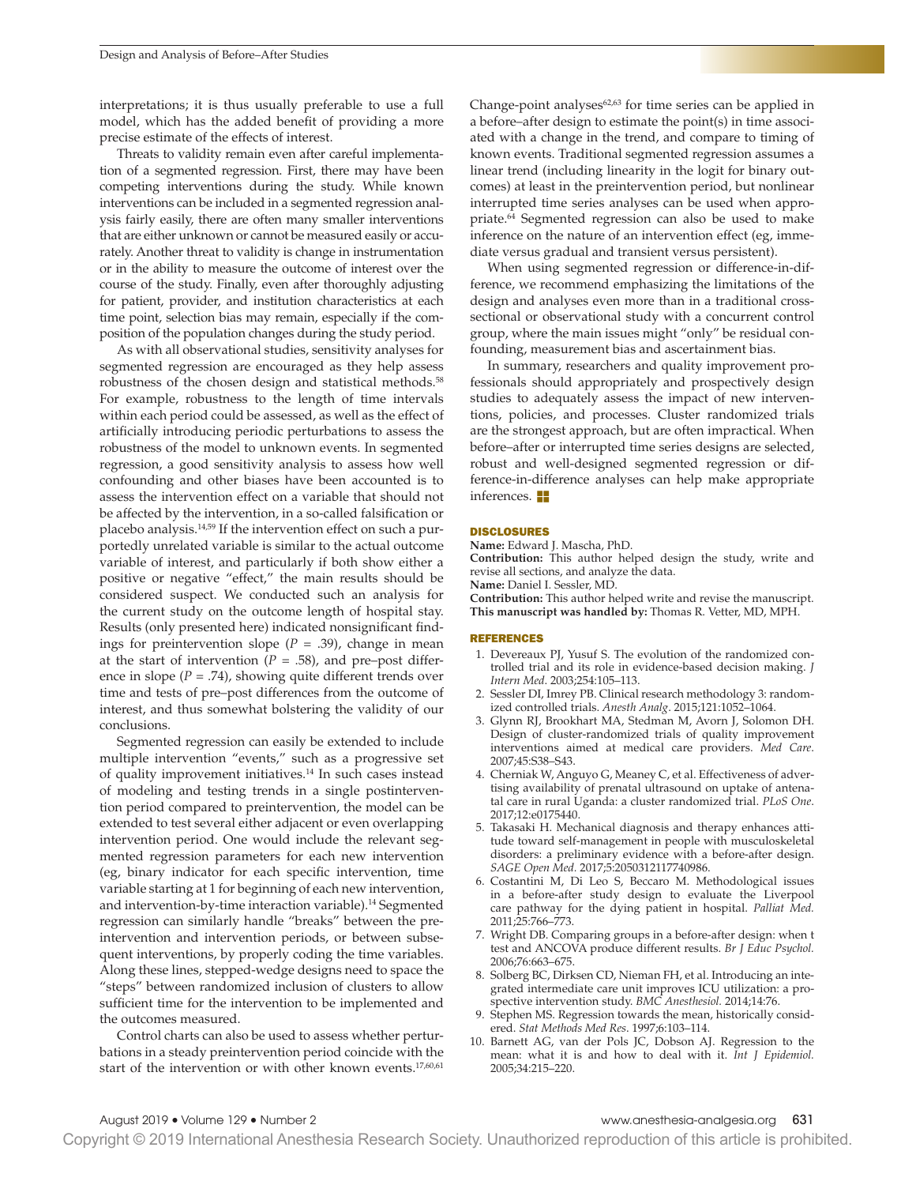interpretations; it is thus usually preferable to use a full model, which has the added benefit of providing a more precise estimate of the effects of interest.

Threats to validity remain even after careful implementation of a segmented regression. First, there may have been competing interventions during the study. While known interventions can be included in a segmented regression analysis fairly easily, there are often many smaller interventions that are either unknown or cannot be measured easily or accurately. Another threat to validity is change in instrumentation or in the ability to measure the outcome of interest over the course of the study. Finally, even after thoroughly adjusting for patient, provider, and institution characteristics at each time point, selection bias may remain, especially if the composition of the population changes during the study period.

As with all observational studies, sensitivity analyses for segmented regression are encouraged as they help assess robustness of the chosen design and statistical methods.[58] For example, robustness to the length of time intervals within each period could be assessed, as well as the effect of artificially introducing periodic perturbations to assess the robustness of the model to unknown events. In segmented regression, a good sensitivity analysis to assess how well confounding and other biases have been accounted is to assess the intervention effect on a variable that should not be affected by the intervention, in a so-called falsification or placebo analysis.[14,59] If the intervention effect on such a purportedly unrelated variable is similar to the actual outcome variable of interest, and particularly if both show either a positive or negative "effect," the main results should be considered suspect. We conducted such an analysis for the current study on the outcome length of hospital stay. Results (only presented here) indicated nonsignificant findings for preintervention slope ($P$ = .39), change in mean at the start of intervention ($P$ = .58), and pre–post difference in slope ($P$ = .74), showing quite different trends over time and tests of pre–post differences from the outcome of interest, and thus somewhat bolstering the validity of our conclusions.

Segmented regression can easily be extended to include multiple intervention "events," such as a progressive set of quality improvement initiatives.[14] In such cases instead of modeling and testing trends in a single postintervention period compared to preintervention, the model can be extended to test several either adjacent or even overlapping intervention period. One would include the relevant segmented regression parameters for each new intervention (eg, binary indicator for each specific intervention, time variable starting at 1 for beginning of each new intervention, and intervention-by-time interaction variable).[14] Segmented regression can similarly handle "breaks" between the preintervention and intervention periods, or between subsequent interventions, by properly coding the time variables. Along these lines, stepped-wedge designs need to space the "steps" between randomized inclusion of clusters to allow sufficient time for the intervention to be implemented and the outcomes measured.

Control charts can also be used to assess whether perturbations in a steady preintervention period coincide with the start of the intervention or with other known events.[17,60,61] Change-point analyses[62,63] for time series can be applied in a before–after design to estimate the point(s) in time associated with a change in the trend, and compare to timing of known events. Traditional segmented regression assumes a linear trend (including linearity in the logit for binary outcomes) at least in the preintervention period, but nonlinear interrupted time series analyses can be used when appropriate.[64] Segmented regression can also be used to make inference on the nature of an intervention effect (eg, immediate versus gradual and transient versus persistent).

When using segmented regression or difference-in-difference, we recommend emphasizing the limitations of the design and analyses even more than in a traditional cross-sectional or observational study with a concurrent control group, where the main issues might "only" be residual confounding, measurement bias and ascertainment bias.

In summary, researchers and quality improvement professionals should appropriately and prospectively design studies to adequately assess the impact of new interventions, policies, and processes. Cluster randomized trials are the strongest approach, but are often impractical. When before–after or interrupted time series designs are selected, robust and well-designed segmented regression or difference-in-difference analyses can help make appropriate inferences.

## DISCLOSURES

**Name:** Edward J. Mascha, PhD.
**Contribution:** This author helped design the study, write and revise all sections, and analyze the data.
**Name:** Daniel I. Sessler, MD.
**Contribution:** This author helped write and revise the manuscript.
**This manuscript was handled by:** Thomas R. Vetter, MD, MPH.

## REFERENCES

1. Devereaux PJ, Yusuf S. The evolution of the randomized controlled trial and its role in evidence-based decision making. *J Intern Med*. 2003;254:105–113.
2. Sessler DI, Imrey PB. Clinical research methodology 3: randomized controlled trials. *Anesth Analg*. 2015;121:1052–1064.
3. Glynn RJ, Brookhart MA, Stedman M, Avorn J, Solomon DH. Design of cluster-randomized trials of quality improvement interventions aimed at medical care providers. *Med Care*. 2007;45:S38–S43.
4. Cherniak W, Anguyo G, Meaney C, et al. Effectiveness of advertising availability of prenatal ultrasound on uptake of antenatal care in rural Uganda: a cluster randomized trial. *PLoS One*. 2017;12:e0175440.
5. Takasaki H. Mechanical diagnosis and therapy enhances attitude toward self-management in people with musculoskeletal disorders: a preliminary evidence with a before-after design. *SAGE Open Med*. 2017;5:2050312117740986.
6. Costantini M, Di Leo S, Beccaro M. Methodological issues in a before-after study design to evaluate the Liverpool care pathway for the dying patient in hospital. *Palliat Med*. 2011;25:766–773.
7. Wright DB. Comparing groups in a before-after design: when t test and ANCOVA produce different results. *Br J Educ Psychol*. 2006;76:663–675.
8. Solberg BC, Dirksen CD, Nieman FH, et al. Introducing an integrated intermediate care unit improves ICU utilization: a prospective intervention study. *BMC Anesthesiol*. 2014;14:76.
9. Stephen MS. Regression towards the mean, historically considered. *Stat Methods Med Res*. 1997;6:103–114.
10. Barnett AG, van der Pols JC, Dobson AJ. Regression to the mean: what it is and how to deal with it. *Int J Epidemiol*. 2005;34:215–220.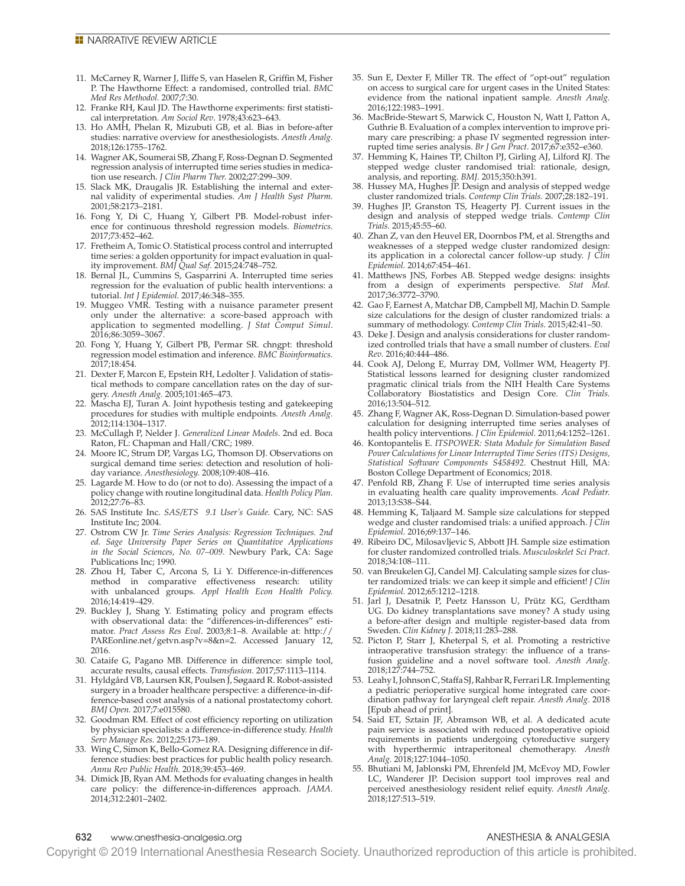11. McCarney R, Warner J, Iliffe S, van Haselen R, Griffin M, Fisher P. The Hawthorne Effect: a randomised, controlled trial. *BMC Med Res Methodol.* 2007;7:30.
12. Franke RH, Kaul JD. The Hawthorne experiments: first statistical interpretation. *Am Sociol Rev*. 1978;43:623–643.
13. Ho AMH, Phelan R, Mizubuti GB, et al. Bias in before-after studies: narrative overview for anesthesiologists. *Anesth Analg.* 2018;126:1755–1762.
14. Wagner AK, Soumerai SB, Zhang F, Ross-Degnan D. Segmented regression analysis of interrupted time series studies in medication use research. *J Clin Pharm Ther.* 2002;27:299–309.
15. Slack MK, Draugalis JR. Establishing the internal and external validity of experimental studies. *Am J Health Syst Pharm.* 2001;58:2173–2181.
16. Fong Y, Di C, Huang Y, Gilbert PB. Model-robust inference for continuous threshold regression models. *Biometrics.* 2017;73:452–462.
17. Fretheim A, Tomic O. Statistical process control and interrupted time series: a golden opportunity for impact evaluation in quality improvement. *BMJ Qual Saf.* 2015;24:748–752.
18. Bernal JL, Cummins S, Gasparrini A. Interrupted time series regression for the evaluation of public health interventions: a tutorial. *Int J Epidemiol.* 2017;46:348–355.
19. Muggeo VMR. Testing with a nuisance parameter present only under the alternative: a score-based approach with application to segmented modelling. *J Stat Comput Simul*. 2016;86:3059–3067.
20. Fong Y, Huang Y, Gilbert PB, Permar SR. chngpt: threshold regression model estimation and inference. *BMC Bioinformatics.* 2017;18:454.
21. Dexter F, Marcon E, Epstein RH, Ledolter J. Validation of statistical methods to compare cancellation rates on the day of surgery. *Anesth Analg.* 2005;101:465–473.
22. Mascha EJ, Turan A. Joint hypothesis testing and gatekeeping procedures for studies with multiple endpoints. *Anesth Analg.* 2012;114:1304–1317.
23. McCullagh P, Nelder J. *Generalized Linear Models*. 2nd ed. Boca Raton, FL: Chapman and Hall/CRC; 1989.
24. Moore IC, Strum DP, Vargas LG, Thomson DJ. Observations on surgical demand time series: detection and resolution of holiday variance. *Anesthesiology.* 2008;109:408–416.
25. Lagarde M. How to do (or not to do). Assessing the impact of a policy change with routine longitudinal data. *Health Policy Plan.* 2012;27:76–83.
26. SAS Institute Inc. *SAS/ETS 9.1 User's Guide*. Cary, NC: SAS Institute Inc; 2004.
27. Ostrom CW Jr. *Time Series Analysis: Regression Techniques. 2nd ed. Sage University Paper Series on Quantitative Applications in the Social Sciences, No. 07–009*. Newbury Park, CA: Sage Publications Inc; 1990.
28. Zhou H, Taber C, Arcona S, Li Y. Difference-in-differences method in comparative effectiveness research: utility with unbalanced groups. *Appl Health Econ Health Policy.* 2016;14:419–429.
29. Buckley J, Shang Y. Estimating policy and program effects with observational data: the "differences-in-differences" estimator. *Pract Assess Res Eval*. 2003;8:1–8. Available at: http://PAREonline.net/getvn.asp?v=8&n=2. Accessed January 12, 2016.
30. Cataife G, Pagano MB. Difference in difference: simple tool, accurate results, causal effects. *Transfusion.* 2017;57:1113–1114.
31. Hyldgård VB, Laursen KR, Poulsen J, Søgaard R. Robot-assisted surgery in a broader healthcare perspective: a difference-in-difference-based cost analysis of a national prostatectomy cohort. *BMJ Open.* 2017;7:e015580.
32. Goodman RM. Effect of cost efficiency reporting on utilization by physician specialists: a difference-in-difference study. *Health Serv Manage Res.* 2012;25:173–189.
33. Wing C, Simon K, Bello-Gomez RA. Designing difference in difference studies: best practices for public health policy research. *Annu Rev Public Health.* 2018;39:453–469.
34. Dimick JB, Ryan AM. Methods for evaluating changes in health care policy: the difference-in-differences approach. *JAMA.* 2014;312:2401–2402.
35. Sun E, Dexter F, Miller TR. The effect of "opt-out" regulation on access to surgical care for urgent cases in the United States: evidence from the national inpatient sample. *Anesth Analg.* 2016;122:1983–1991.
36. MacBride-Stewart S, Marwick C, Houston N, Watt I, Patton A, Guthrie B. Evaluation of a complex intervention to improve primary care prescribing: a phase IV segmented regression interrupted time series analysis. *Br J Gen Pract.* 2017;67:e352–e360.
37. Hemming K, Haines TP, Chilton PJ, Girling AJ, Lilford RJ. The stepped wedge cluster randomised trial: rationale, design, analysis, and reporting. *BMJ.* 2015;350:h391.
38. Hussey MA, Hughes JP. Design and analysis of stepped wedge cluster randomized trials. *Contemp Clin Trials.* 2007;28:182–191.
39. Hughes JP, Granston TS, Heagerty PJ. Current issues in the design and analysis of stepped wedge trials. *Contemp Clin Trials.* 2015;45:55–60.
40. Zhan Z, van den Heuvel ER, Doornbos PM, et al. Strengths and weaknesses of a stepped wedge cluster randomized design: its application in a colorectal cancer follow-up study. *J Clin Epidemiol.* 2014;67:454–461.
41. Matthews JNS, Forbes AB. Stepped wedge designs: insights from a design of experiments perspective. *Stat Med.* 2017;36:3772–3790.
42. Gao F, Earnest A, Matchar DB, Campbell MJ, Machin D. Sample size calculations for the design of cluster randomized trials: a summary of methodology. *Contemp Clin Trials.* 2015;42:41–50.
43. Deke J. Design and analysis considerations for cluster randomized controlled trials that have a small number of clusters. *Eval Rev*. 2016;40:444–486.
44. Cook AJ, Delong E, Murray DM, Vollmer WM, Heagerty PJ. Statistical lessons learned for designing cluster randomized pragmatic clinical trials from the NIH Health Care Systems Collaboratory Biostatistics and Design Core. *Clin Trials.* 2016;13:504–512.
45. Zhang F, Wagner AK, Ross-Degnan D. Simulation-based power calculation for designing interrupted time series analyses of health policy interventions. *J Clin Epidemiol.* 2011;64:1252–1261.
46. Kontopantelis E. *ITSPOWER: Stata Module for Simulation Based Power Calculations for Linear Interrupted Time Series (ITS) Designs, Statistical Software Components S458492*. Chestnut Hill, MA: Boston College Department of Economics; 2018.
47. Penfold RB, Zhang F. Use of interrupted time series analysis in evaluating health care quality improvements. *Acad Pediatr.* 2013;13:S38–S44.
48. Hemming K, Taljaard M. Sample size calculations for stepped wedge and cluster randomised trials: a unified approach. *J Clin Epidemiol.* 2016;69:137–146.
49. Ribeiro DC, Milosavljevic S, Abbott JH. Sample size estimation for cluster randomized controlled trials. *Musculoskelet Sci Pract.* 2018;34:108–111.
50. van Breukelen GJ, Candel MJ. Calculating sample sizes for cluster randomized trials: we can keep it simple and efficient! *J Clin Epidemiol.* 2012;65:1212–1218.
51. Jarl J, Desatnik P, Peetz Hansson U, Prütz KG, Gerdtham UG. Do kidney transplantations save money? A study using a before-after design and multiple register-based data from Sweden. *Clin Kidney J.* 2018;11:283–288.
52. Picton P, Starr J, Kheterpal S, et al. Promoting a restrictive intraoperative transfusion strategy: the influence of a transfusion guideline and a novel software tool. *Anesth Analg.* 2018;127:744–752.
53. Leahy I, Johnson C, Staffa SJ, Rahbar R, Ferrari LR. Implementing a pediatric perioperative surgical home integrated care coordination pathway for laryngeal cleft repair. *Anesth Analg.* 2018 [Epub ahead of print].
54. Said ET, Sztain JF, Abramson WB, et al. A dedicated acute pain service is associated with reduced postoperative opioid requirements in patients undergoing cytoreductive surgery with hyperthermic intraperitoneal chemotherapy. *Anesth Analg.* 2018;127:1044–1050.
55. Bhutiani M, Jablonski PM, Ehrenfeld JM, McEvoy MD, Fowler LC, Wanderer JP. Decision support tool improves real and perceived anesthesiology resident relief equity. *Anesth Analg.* 2018;127:513–519.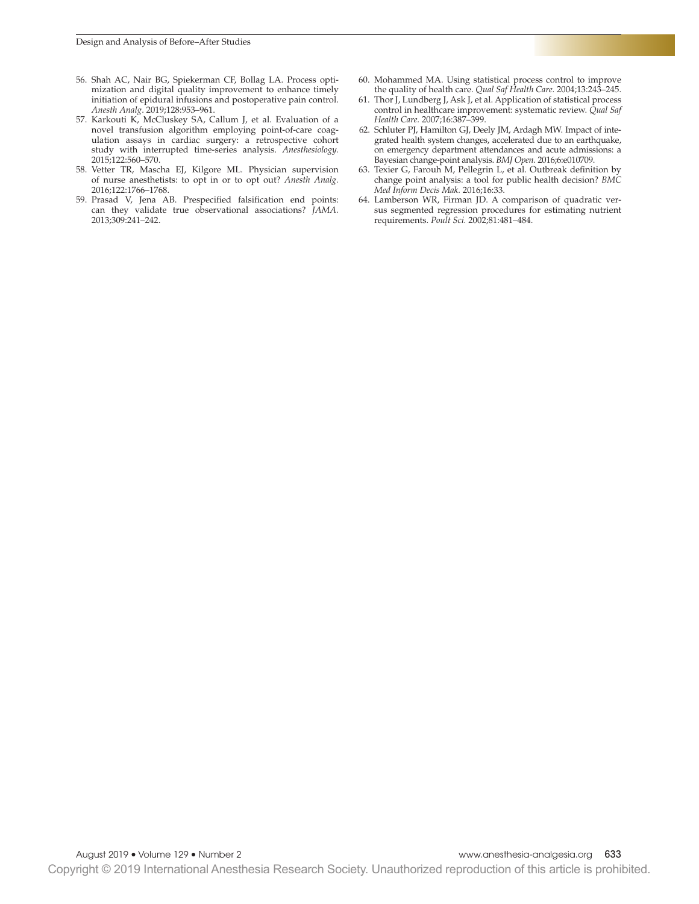56. Shah AC, Nair BG, Spiekerman CF, Bollag LA. Process optimization and digital quality improvement to enhance timely initiation of epidural infusions and postoperative pain control. *Anesth Analg*. 2019;128:953–961.
57. Karkouti K, McCluskey SA, Callum J, et al. Evaluation of a novel transfusion algorithm employing point-of-care coagulation assays in cardiac surgery: a retrospective cohort study with interrupted time-series analysis. *Anesthesiology.* 2015;122:560–570.
58. Vetter TR, Mascha EJ, Kilgore ML. Physician supervision of nurse anesthetists: to opt in or to opt out? *Anesth Analg.* 2016;122:1766–1768.
59. Prasad V, Jena AB. Prespecified falsification end points: can they validate true observational associations? *JAMA.* 2013;309:241–242.
60. Mohammed MA. Using statistical process control to improve the quality of health care. *Qual Saf Health Care.* 2004;13:243–245.
61. Thor J, Lundberg J, Ask J, et al. Application of statistical process control in healthcare improvement: systematic review. *Qual Saf Health Care.* 2007;16:387–399.
62. Schluter PJ, Hamilton GJ, Deely JM, Ardagh MW. Impact of integrated health system changes, accelerated due to an earthquake, on emergency department attendances and acute admissions: a Bayesian change-point analysis. *BMJ Open.* 2016;6:e010709.
63. Texier G, Farouh M, Pellegrin L, et al. Outbreak definition by change point analysis: a tool for public health decision? *BMC Med Inform Decis Mak.* 2016;16:33.
64. Lamberson WR, Firman JD. A comparison of quadratic versus segmented regression procedures for estimating nutrient requirements. *Poult Sci.* 2002;81:481–484.